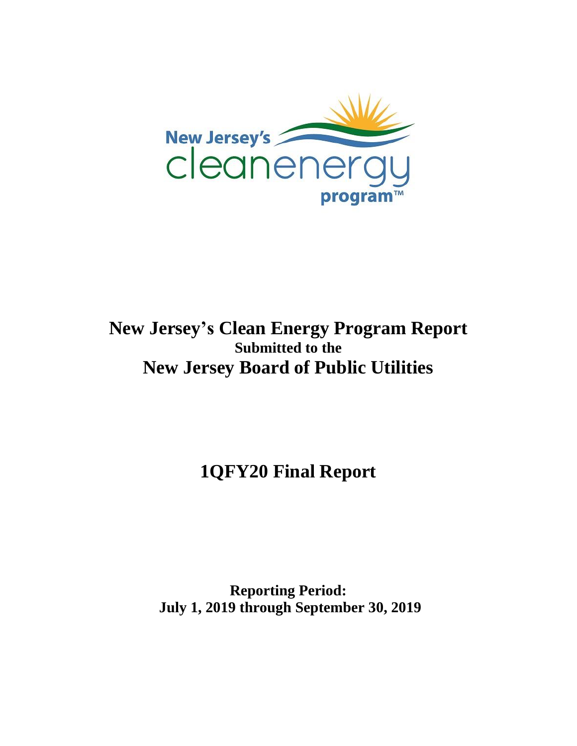New Jersey's
cleanenergy
program™

# New Jersey's Clean Energy Program Report
### Submitted to the
## New Jersey Board of Public Utilities

# 1QFY20 Final Report

**Reporting Period:**
**July 1, 2019 through September 30, 2019**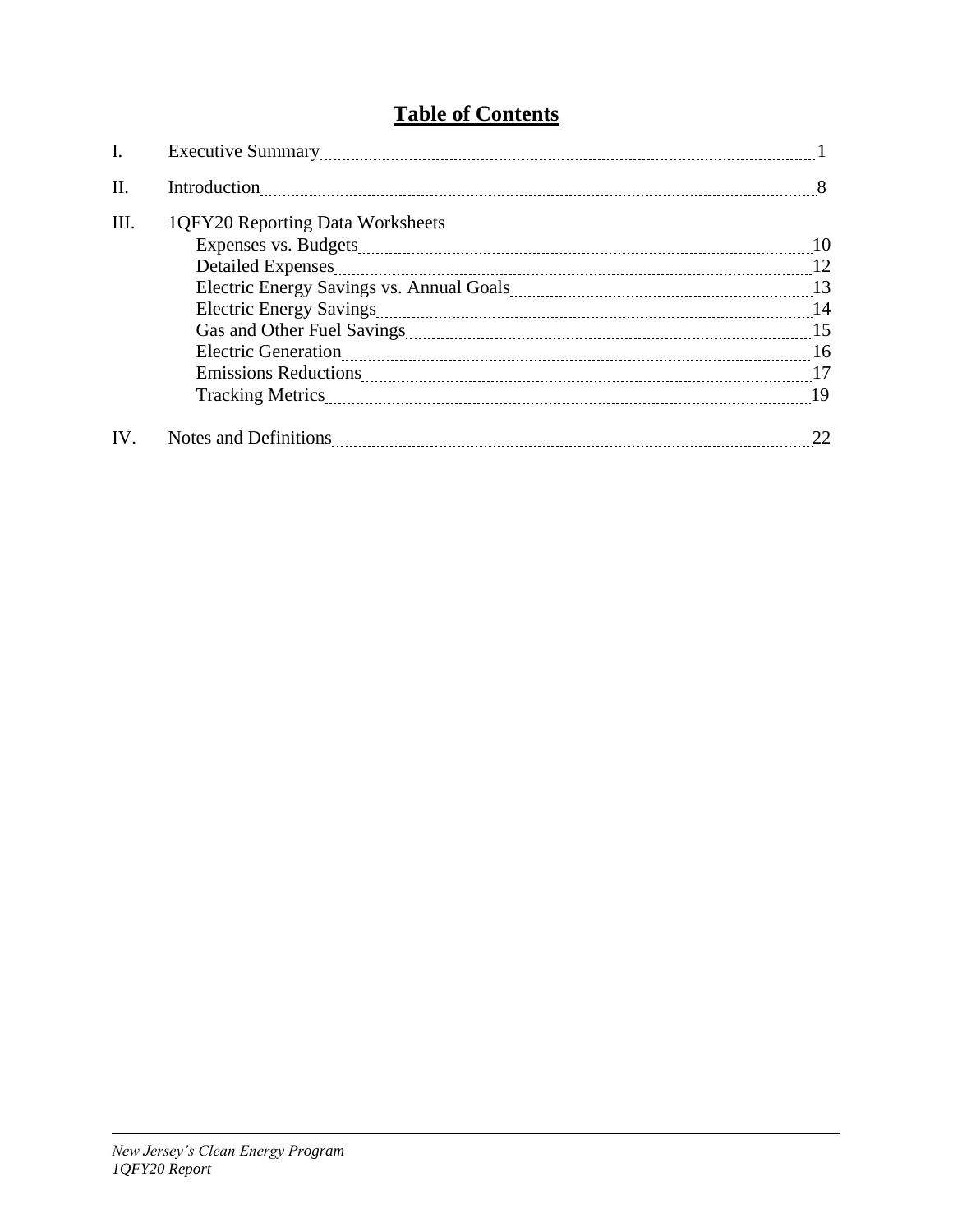# Table of Contents

| | | |
|---|---|---|
| I. | Executive Summary | 1 |
| II. | Introduction | 8 |
| III. | 1QFY20 Reporting Data Worksheets | |
| | Expenses vs. Budgets | 10 |
| | Detailed Expenses | 12 |
| | Electric Energy Savings vs. Annual Goals | 13 |
| | Electric Energy Savings | 14 |
| | Gas and Other Fuel Savings | 15 |
| | Electric Generation | 16 |
| | Emissions Reductions | 17 |
| | Tracking Metrics | 19 |
| IV. | Notes and Definitions | 22 |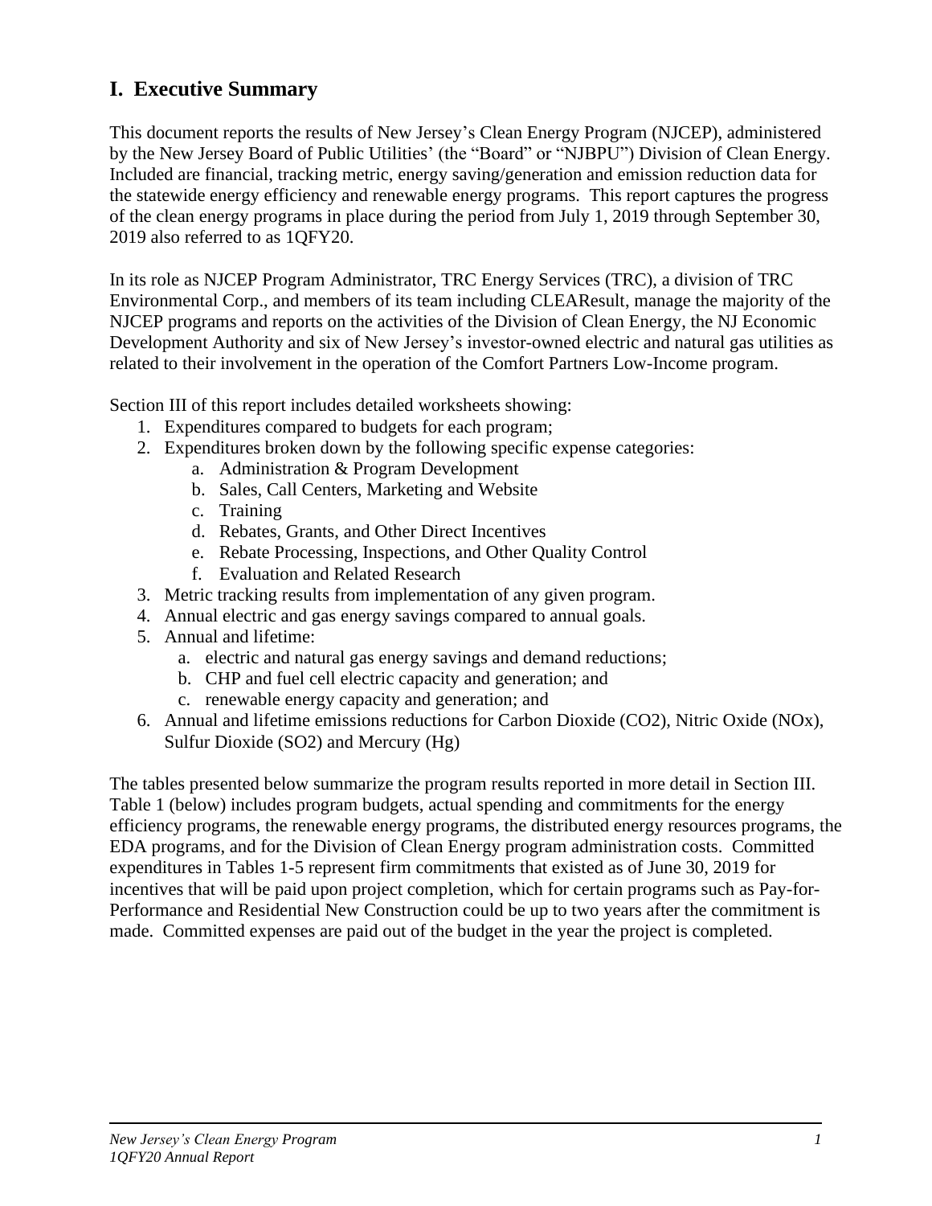# I. Executive Summary

This document reports the results of New Jersey's Clean Energy Program (NJCEP), administered by the New Jersey Board of Public Utilities' (the "Board" or "NJBPU") Division of Clean Energy. Included are financial, tracking metric, energy saving/generation and emission reduction data for the statewide energy efficiency and renewable energy programs. This report captures the progress of the clean energy programs in place during the period from July 1, 2019 through September 30, 2019 also referred to as 1QFY20.

In its role as NJCEP Program Administrator, TRC Energy Services (TRC), a division of TRC Environmental Corp., and members of its team including CLEAResult, manage the majority of the NJCEP programs and reports on the activities of the Division of Clean Energy, the NJ Economic Development Authority and six of New Jersey's investor-owned electric and natural gas utilities as related to their involvement in the operation of the Comfort Partners Low-Income program.

Section III of this report includes detailed worksheets showing:

1. Expenditures compared to budgets for each program;
2. Expenditures broken down by the following specific expense categories:
   a. Administration & Program Development
   b. Sales, Call Centers, Marketing and Website
   c. Training
   d. Rebates, Grants, and Other Direct Incentives
   e. Rebate Processing, Inspections, and Other Quality Control
   f. Evaluation and Related Research
3. Metric tracking results from implementation of any given program.
4. Annual electric and gas energy savings compared to annual goals.
5. Annual and lifetime:
   a. electric and natural gas energy savings and demand reductions;
   b. CHP and fuel cell electric capacity and generation; and
   c. renewable energy capacity and generation; and
6. Annual and lifetime emissions reductions for Carbon Dioxide ($CO_2$), Nitric Oxide ($NO_x$), Sulfur Dioxide ($SO_2$) and Mercury (Hg)

The tables presented below summarize the program results reported in more detail in Section III. Table 1 (below) includes program budgets, actual spending and commitments for the energy efficiency programs, the renewable energy programs, the distributed energy resources programs, the EDA programs, and for the Division of Clean Energy program administration costs. Committed expenditures in Tables 1-5 represent firm commitments that existed as of June 30, 2019 for incentives that will be paid upon project completion, which for certain programs such as Pay-for-Performance and Residential New Construction could be up to two years after the commitment is made. Committed expenses are paid out of the budget in the year the project is completed.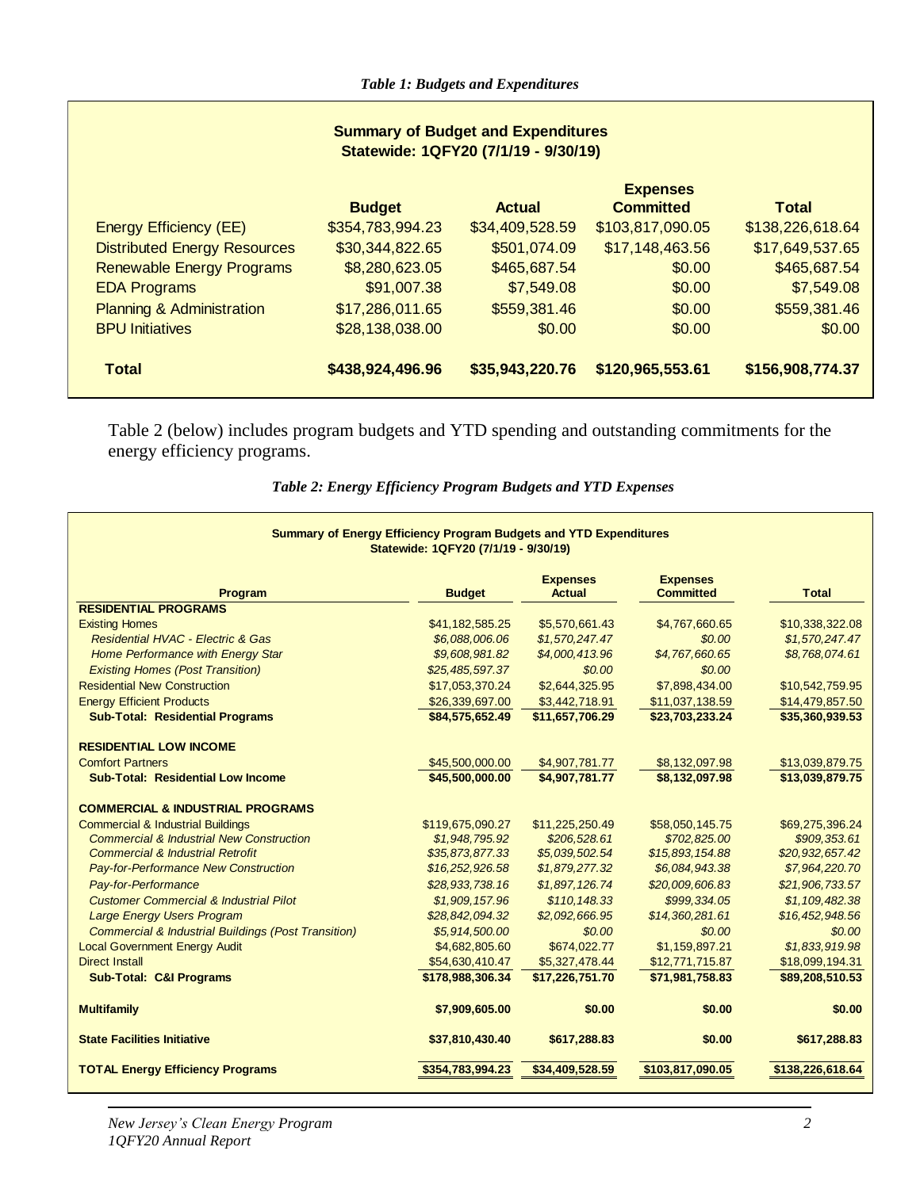*Table 1: Budgets and Expenditures*

**Summary of Budget and Expenditures**
**Statewide: 1QFY20 (7/1/19 - 9/30/19)**

| | Budget | Actual | Expenses Committed | Total |
|---|---|---|---|---|
| Energy Efficiency (EE) | $354,783,994.23 | $34,409,528.59 | $103,817,090.05 | $138,226,618.64 |
| Distributed Energy Resources | $30,344,822.65 | $501,074.09 | $17,148,463.56 | $17,649,537.65 |
| Renewable Energy Programs | $8,280,623.05 | $465,687.54 | $0.00 | $465,687.54 |
| EDA Programs | $91,007.38 | $7,549.08 | $0.00 | $7,549.08 |
| Planning & Administration | $17,286,011.65 | $559,381.46 | $0.00 | $559,381.46 |
| BPU Initiatives | $28,138,038.00 | $0.00 | $0.00 | $0.00 |
| **Total** | **$438,924,496.96** | **$35,943,220.76** | **$120,965,553.61** | **$156,908,774.37** |

Table 2 (below) includes program budgets and YTD spending and outstanding commitments for the energy efficiency programs.

*Table 2: Energy Efficiency Program Budgets and YTD Expenses*

**Summary of Energy Efficiency Program Budgets and YTD Expenditures**
**Statewide: 1QFY20 (7/1/19 - 9/30/19)**

| Program | Budget | Expenses Actual | Expenses Committed | Total |
|---|---|---|---|---|
| **RESIDENTIAL PROGRAMS** | | | | |
| Existing Homes | $41,182,585.25 | $5,570,661.43 | $4,767,660.65 | $10,338,322.08 |
| *Residential HVAC - Electric & Gas* | *$6,088,006.06* | *$1,570,247.47* | *$0.00* | *$1,570,247.47* |
| *Home Performance with Energy Star* | *$9,608,981.82* | *$4,000,413.96* | *$4,767,660.65* | *$8,768,074.61* |
| *Existing Homes (Post Transition)* | *$25,485,597.37* | *$0.00* | *$0.00* | |
| Residential New Construction | $17,053,370.24 | $2,644,325.95 | $7,898,434.00 | $10,542,759.95 |
| Energy Efficient Products | $26,339,697.00 | $3,442,718.91 | $11,037,138.59 | $14,479,857.50 |
| **Sub-Total: Residential Programs** | **$84,575,652.49** | **$11,657,706.29** | **$23,703,233.24** | **$35,360,939.53** |
| **RESIDENTIAL LOW INCOME** | | | | |
| Comfort Partners | $45,500,000.00 | $4,907,781.77 | $8,132,097.98 | $13,039,879.75 |
| **Sub-Total: Residential Low Income** | **$45,500,000.00** | **$4,907,781.77** | **$8,132,097.98** | **$13,039,879.75** |
| **COMMERCIAL & INDUSTRIAL PROGRAMS** | | | | |
| Commercial & Industrial Buildings | $119,675,090.27 | $11,225,250.49 | $58,050,145.75 | $69,275,396.24 |
| *Commercial & Industrial New Construction* | *$1,948,795.92* | *$206,528.61* | *$702,825.00* | *$909,353.61* |
| *Commercial & Industrial Retrofit* | *$35,873,877.33* | *$5,039,502.54* | *$15,893,154.88* | *$20,932,657.42* |
| *Pay-for-Performance New Construction* | *$16,252,926.58* | *$1,879,277.32* | *$6,084,943.38* | *$7,964,220.70* |
| *Pay-for-Performance* | *$28,933,738.16* | *$1,897,126.74* | *$20,009,606.83* | *$21,906,733.57* |
| *Customer Commercial & Industrial Pilot* | *$1,909,157.96* | *$110,148.33* | *$999,334.05* | *$1,109,482.38* |
| *Large Energy Users Program* | *$28,842,094.32* | *$2,092,666.95* | *$14,360,281.61* | *$16,452,948.56* |
| *Commercial & Industrial Buildings (Post Transition)* | *$5,914,500.00* | *$0.00* | *$0.00* | *$0.00* |
| Local Government Energy Audit | $4,682,805.60 | $674,022.77 | $1,159,897.21 | *$1,833,919.98* |
| Direct Install | $54,630,410.47 | $5,327,478.44 | $12,771,715.87 | $18,099,194.31 |
| **Sub-Total: C&I Programs** | **$178,988,306.34** | **$17,226,751.70** | **$71,981,758.83** | **$89,208,510.53** |
| **Multifamily** | **$7,909,605.00** | **$0.00** | **$0.00** | **$0.00** |
| **State Facilities Initiative** | **$37,810,430.40** | **$617,288.83** | **$0.00** | **$617,288.83** |
| **TOTAL Energy Efficiency Programs** | **$354,783,994.23** | **$34,409,528.59** | **$103,817,090.05** | **$138,226,618.64** |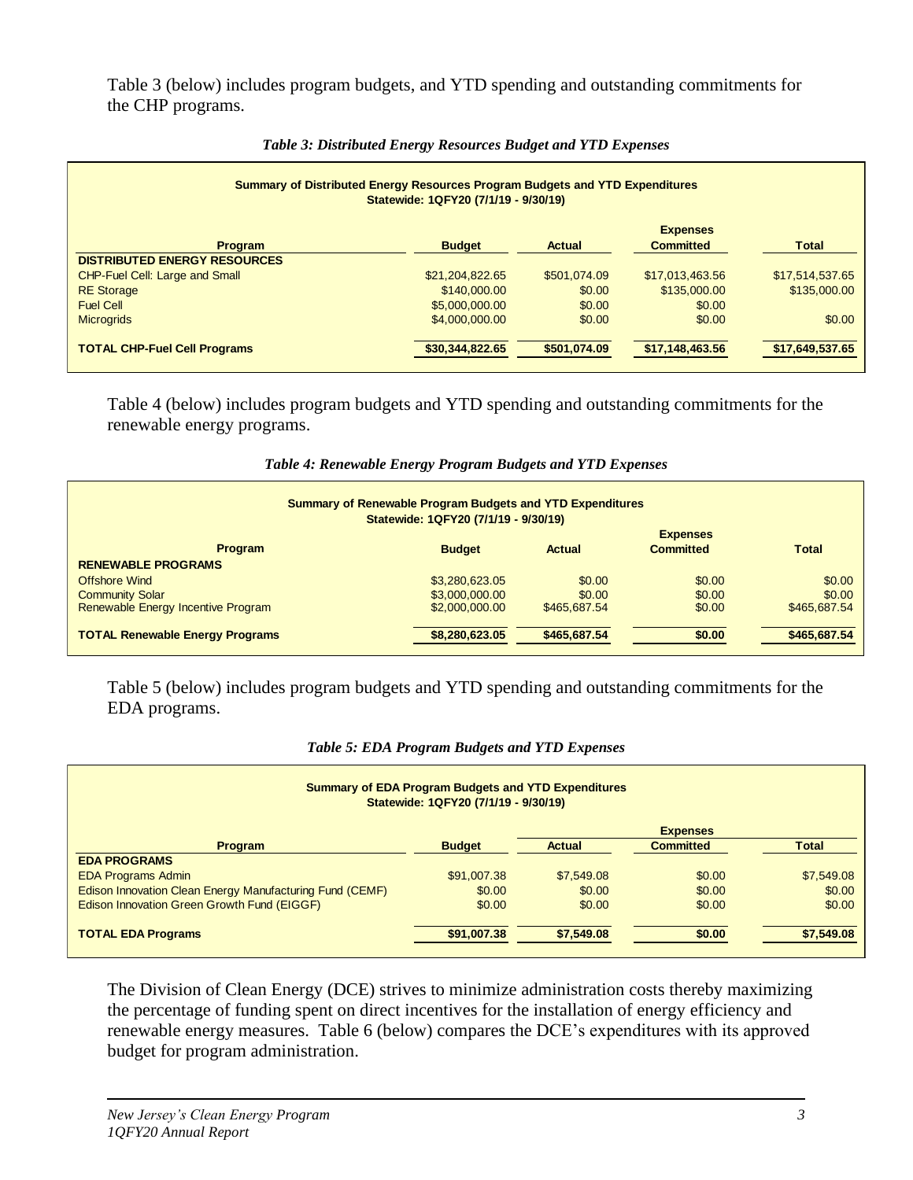Table 3 (below) includes program budgets, and YTD spending and outstanding commitments for the CHP programs.

*Table 3: Distributed Energy Resources Budget and YTD Expenses*

**Summary of Distributed Energy Resources Program Budgets and YTD Expenditures**
**Statewide: 1QFY20 (7/1/19 - 9/30/19)**

| Program | Budget | Actual | Expenses Committed | Total |
|---|---|---|---|---|
| **DISTRIBUTED ENERGY RESOURCES** | | | | |
| CHP-Fuel Cell: Large and Small | $21,204,822.65 | $501,074.09 | $17,013,463.56 | $17,514,537.65 |
| RE Storage | $140,000.00 | $0.00 | $135,000.00 | $135,000.00 |
| Fuel Cell | $5,000,000.00 | $0.00 | $0.00 | |
| Microgrids | $4,000,000.00 | $0.00 | $0.00 | $0.00 |
| **TOTAL CHP-Fuel Cell Programs** | **$30,344,822.65** | **$501,074.09** | **$17,148,463.56** | **$17,649,537.65** |

Table 4 (below) includes program budgets and YTD spending and outstanding commitments for the renewable energy programs.

*Table 4: Renewable Energy Program Budgets and YTD Expenses*

**Summary of Renewable Program Budgets and YTD Expenditures**
**Statewide: 1QFY20 (7/1/19 - 9/30/19)**

| Program | Budget | Actual | Expenses Committed | Total |
|---|---|---|---|---|
| **RENEWABLE PROGRAMS** | | | | |
| Offshore Wind | $3,280,623.05 | $0.00 | $0.00 | $0.00 |
| Community Solar | $3,000,000.00 | $0.00 | $0.00 | $0.00 |
| Renewable Energy Incentive Program | $2,000,000.00 | $465,687.54 | $0.00 | $465,687.54 |
| **TOTAL Renewable Energy Programs** | **$8,280,623.05** | **$465,687.54** | **$0.00** | **$465,687.54** |

Table 5 (below) includes program budgets and YTD spending and outstanding commitments for the EDA programs.

*Table 5: EDA Program Budgets and YTD Expenses*

**Summary of EDA Program Budgets and YTD Expenditures**
**Statewide: 1QFY20 (7/1/19 - 9/30/19)**

| | | Expenses | | |
|---|---|---|---|---|
| Program | Budget | Actual | Committed | Total |
| **EDA PROGRAMS** | | | | |
| EDA Programs Admin | $91,007.38 | $7,549.08 | $0.00 | $7,549.08 |
| Edison Innovation Clean Energy Manufacturing Fund (CEMF) | $0.00 | $0.00 | $0.00 | $0.00 |
| Edison Innovation Green Growth Fund (EIGGF) | $0.00 | $0.00 | $0.00 | $0.00 |
| **TOTAL EDA Programs** | **$91,007.38** | **$7,549.08** | **$0.00** | **$7,549.08** |

The Division of Clean Energy (DCE) strives to minimize administration costs thereby maximizing the percentage of funding spent on direct incentives for the installation of energy efficiency and renewable energy measures. Table 6 (below) compares the DCE's expenditures with its approved budget for program administration.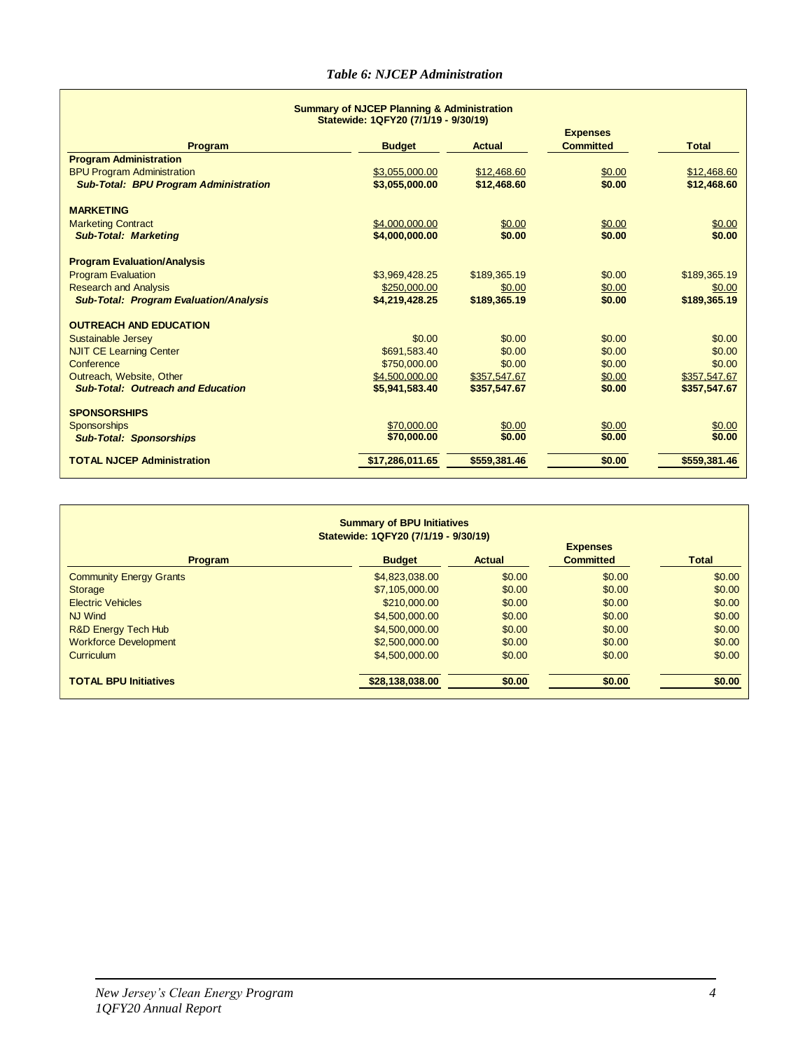*Table 6: NJCEP Administration*

**Summary of NJCEP Planning & Administration**
**Statewide: 1QFY20 (7/1/19 - 9/30/19)**

| Program | Budget | Actual | Expenses Committed | Total |
|---|---|---|---|---|
| **Program Administration** | | | | |
| BPU Program Administration | $3,055,000.00 | $12,468.60 | $0.00 | $12,468.60 |
| ***Sub-Total: BPU Program Administration*** | **$3,055,000.00** | **$12,468.60** | **$0.00** | **$12,468.60** |
| **MARKETING** | | | | |
| Marketing Contract | $4,000,000.00 | $0.00 | $0.00 | $0.00 |
| ***Sub-Total: Marketing*** | **$4,000,000.00** | **$0.00** | **$0.00** | **$0.00** |
| **Program Evaluation/Analysis** | | | | |
| Program Evaluation | $3,969,428.25 | $189,365.19 | $0.00 | $189,365.19 |
| Research and Analysis | $250,000.00 | $0.00 | $0.00 | $0.00 |
| ***Sub-Total: Program Evaluation/Analysis*** | **$4,219,428.25** | **$189,365.19** | **$0.00** | **$189,365.19** |
| **OUTREACH AND EDUCATION** | | | | |
| Sustainable Jersey | $0.00 | $0.00 | $0.00 | $0.00 |
| NJIT CE Learning Center | $691,583.40 | $0.00 | $0.00 | $0.00 |
| Conference | $750,000.00 | $0.00 | $0.00 | $0.00 |
| Outreach, Website, Other | $4,500,000.00 | $357,547.67 | $0.00 | $357,547.67 |
| ***Sub-Total: Outreach and Education*** | **$5,941,583.40** | **$357,547.67** | **$0.00** | **$357,547.67** |
| **SPONSORSHIPS** | | | | |
| Sponsorships | $70,000.00 | $0.00 | $0.00 | $0.00 |
| ***Sub-Total: Sponsorships*** | **$70,000.00** | **$0.00** | **$0.00** | **$0.00** |
| **TOTAL NJCEP Administration** | **$17,286,011.65** | **$559,381.46** | **$0.00** | **$559,381.46** |

**Summary of BPU Initiatives**
**Statewide: 1QFY20 (7/1/19 - 9/30/19)**

| Program | Budget | Actual | Expenses Committed | Total |
|---|---|---|---|---|
| Community Energy Grants | $4,823,038.00 | $0.00 | $0.00 | $0.00 |
| Storage | $7,105,000.00 | $0.00 | $0.00 | $0.00 |
| Electric Vehicles | $210,000.00 | $0.00 | $0.00 | $0.00 |
| NJ Wind | $4,500,000.00 | $0.00 | $0.00 | $0.00 |
| R&D Energy Tech Hub | $4,500,000.00 | $0.00 | $0.00 | $0.00 |
| Workforce Development | $2,500,000.00 | $0.00 | $0.00 | $0.00 |
| Curriculum | $4,500,000.00 | $0.00 | $0.00 | $0.00 |
| **TOTAL BPU Initiatives** | **$28,138,038.00** | **$0.00** | **$0.00** | **$0.00** |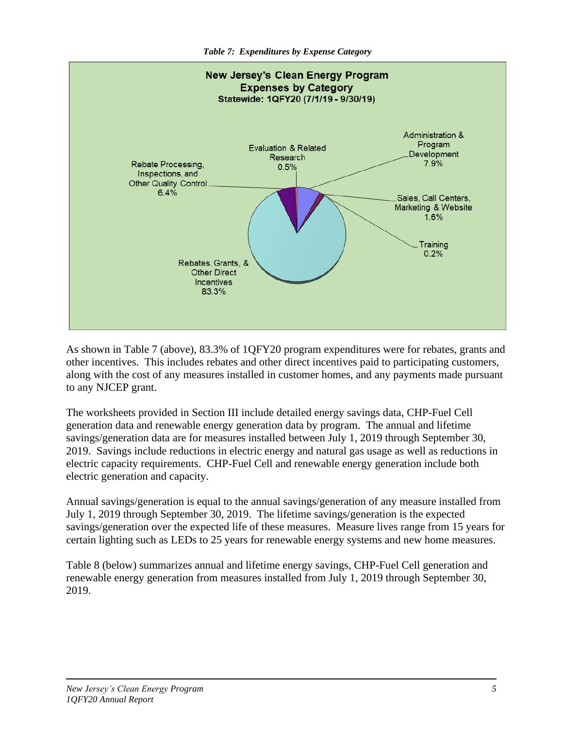*Table 7: Expenditures by Expense Category*

New Jersey's Clean Energy Program
Expenses by Category
Statewide: 1QFY20 (7/1/19 - 9/30/19)

Administration & Program Development 7.9%
Evaluation & Related Research 0.5%
Rebate Processing, Inspections, and Other Quality Control 6.4%
Sales, Call Centers, Marketing & Website 1.6%
Training 0.2%
Rebates, Grants, & Other Direct Incentives 83.3%

As shown in Table 7 (above), 83.3% of 1QFY20 program expenditures were for rebates, grants and other incentives. This includes rebates and other direct incentives paid to participating customers, along with the cost of any measures installed in customer homes, and any payments made pursuant to any NJCEP grant.

The worksheets provided in Section III include detailed energy savings data, CHP-Fuel Cell generation data and renewable energy generation data by program. The annual and lifetime savings/generation data are for measures installed between July 1, 2019 through September 30, 2019. Savings include reductions in electric energy and natural gas usage as well as reductions in electric capacity requirements. CHP-Fuel Cell and renewable energy generation include both electric generation and capacity.

Annual savings/generation is equal to the annual savings/generation of any measure installed from July 1, 2019 through September 30, 2019. The lifetime savings/generation is the expected savings/generation over the expected life of these measures. Measure lives range from 15 years for certain lighting such as LEDs to 25 years for renewable energy systems and new home measures.

Table 8 (below) summarizes annual and lifetime energy savings, CHP-Fuel Cell generation and renewable energy generation from measures installed from July 1, 2019 through September 30, 2019.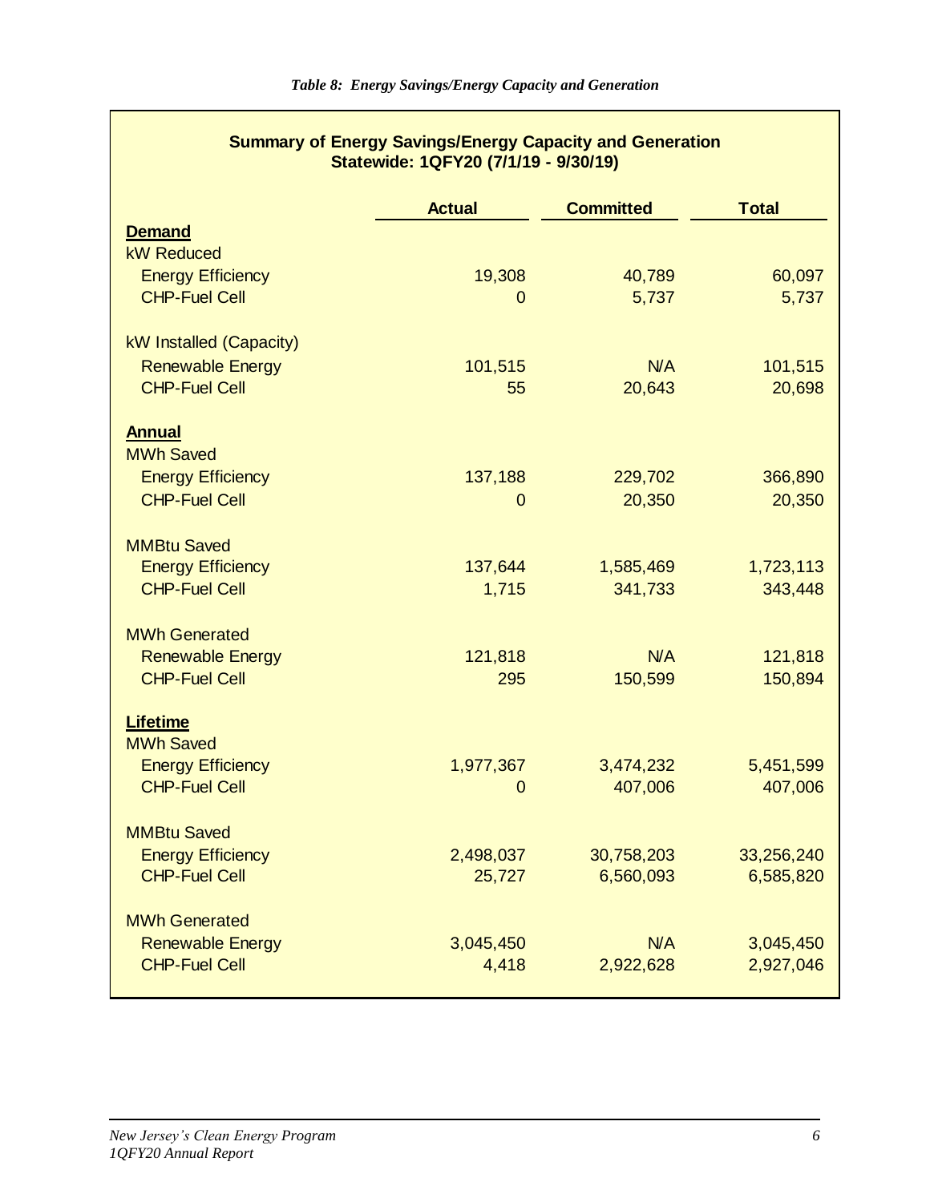*Table 8: Energy Savings/Energy Capacity and Generation*

**Summary of Energy Savings/Energy Capacity and Generation**
**Statewide: 1QFY20 (7/1/19 - 9/30/19)**

| | Actual | Committed | Total |
|---|---|---|---|
| **Demand** | | | |
| kW Reduced | | | |
| Energy Efficiency | 19,308 | 40,789 | 60,097 |
| CHP-Fuel Cell | 0 | 5,737 | 5,737 |
| kW Installed (Capacity) | | | |
| Renewable Energy | 101,515 | N/A | 101,515 |
| CHP-Fuel Cell | 55 | 20,643 | 20,698 |
| **Annual** | | | |
| MWh Saved | | | |
| Energy Efficiency | 137,188 | 229,702 | 366,890 |
| CHP-Fuel Cell | 0 | 20,350 | 20,350 |
| MMBtu Saved | | | |
| Energy Efficiency | 137,644 | 1,585,469 | 1,723,113 |
| CHP-Fuel Cell | 1,715 | 341,733 | 343,448 |
| MWh Generated | | | |
| Renewable Energy | 121,818 | N/A | 121,818 |
| CHP-Fuel Cell | 295 | 150,599 | 150,894 |
| **Lifetime** | | | |
| MWh Saved | | | |
| Energy Efficiency | 1,977,367 | 3,474,232 | 5,451,599 |
| CHP-Fuel Cell | 0 | 407,006 | 407,006 |
| MMBtu Saved | | | |
| Energy Efficiency | 2,498,037 | 30,758,203 | 33,256,240 |
| CHP-Fuel Cell | 25,727 | 6,560,093 | 6,585,820 |
| MWh Generated | | | |
| Renewable Energy | 3,045,450 | N/A | 3,045,450 |
| CHP-Fuel Cell | 4,418 | 2,922,628 | 2,927,046 |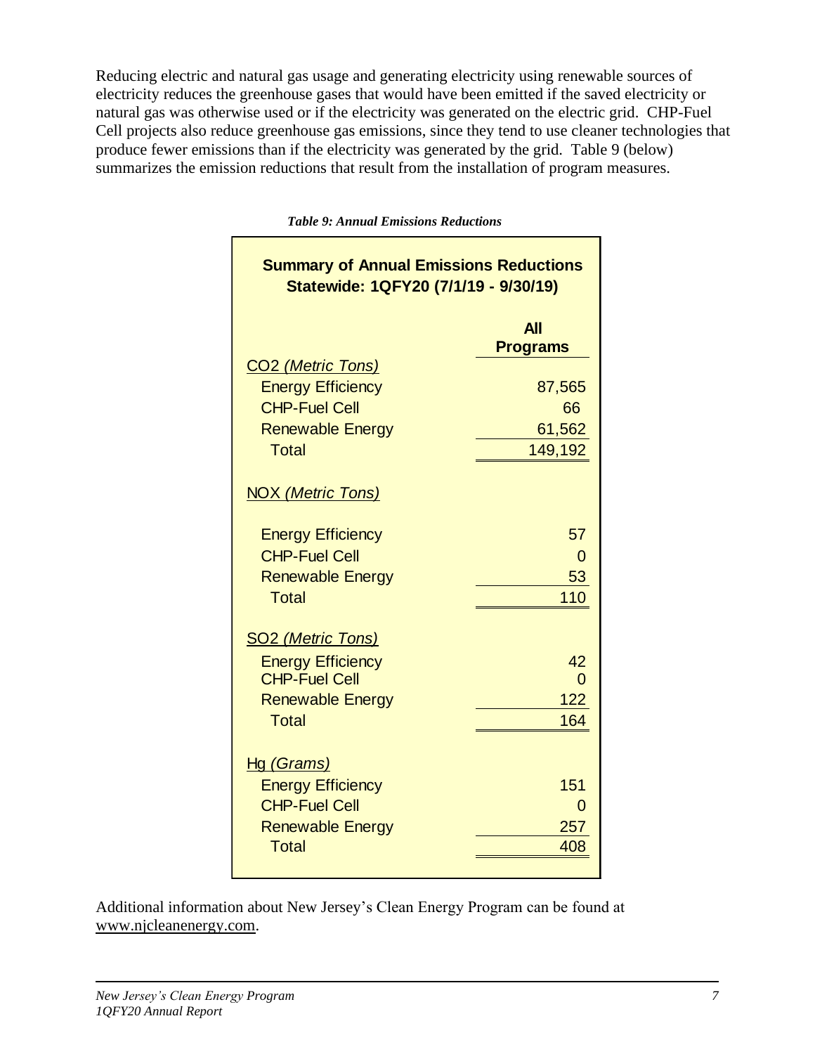Reducing electric and natural gas usage and generating electricity using renewable sources of electricity reduces the greenhouse gases that would have been emitted if the saved electricity or natural gas was otherwise used or if the electricity was generated on the electric grid. CHP-Fuel Cell projects also reduce greenhouse gas emissions, since they tend to use cleaner technologies that produce fewer emissions than if the electricity was generated by the grid. Table 9 (below) summarizes the emission reductions that result from the installation of program measures.

*Table 9: Annual Emissions Reductions*

**Summary of Annual Emissions Reductions Statewide: 1QFY20 (7/1/19 - 9/30/19)**

| | All Programs |
|---|---|
| $CO_2$ *(Metric Tons)* | |
| Energy Efficiency | 87,565 |
| CHP-Fuel Cell | 66 |
| Renewable Energy | 61,562 |
| Total | 149,192 |
| NOX *(Metric Tons)* | |
| Energy Efficiency | 57 |
| CHP-Fuel Cell | 0 |
| Renewable Energy | 53 |
| Total | 110 |
| $SO_2$ *(Metric Tons)* | |
| Energy Efficiency | 42 |
| CHP-Fuel Cell | 0 |
| Renewable Energy | 122 |
| Total | 164 |
| Hg *(Grams)* | |
| Energy Efficiency | 151 |
| CHP-Fuel Cell | 0 |
| Renewable Energy | 257 |
| Total | 408 |

Additional information about New Jersey's Clean Energy Program can be found at www.njcleanenergy.com.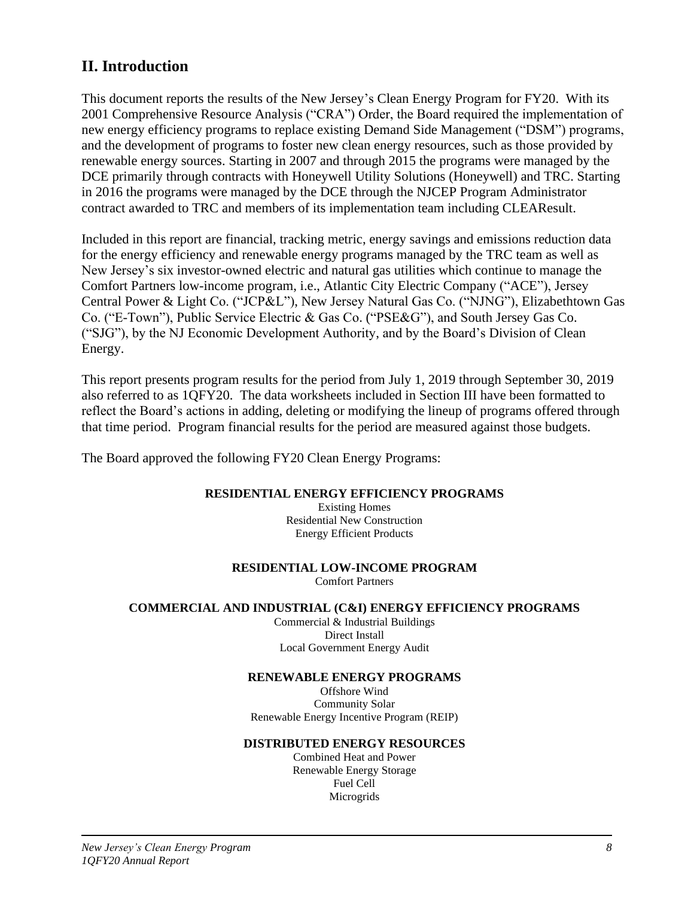## II. Introduction

This document reports the results of the New Jersey's Clean Energy Program for FY20. With its 2001 Comprehensive Resource Analysis ("CRA") Order, the Board required the implementation of new energy efficiency programs to replace existing Demand Side Management ("DSM") programs, and the development of programs to foster new clean energy resources, such as those provided by renewable energy sources. Starting in 2007 and through 2015 the programs were managed by the DCE primarily through contracts with Honeywell Utility Solutions (Honeywell) and TRC. Starting in 2016 the programs were managed by the DCE through the NJCEP Program Administrator contract awarded to TRC and members of its implementation team including CLEAResult.

Included in this report are financial, tracking metric, energy savings and emissions reduction data for the energy efficiency and renewable energy programs managed by the TRC team as well as New Jersey's six investor-owned electric and natural gas utilities which continue to manage the Comfort Partners low-income program, i.e., Atlantic City Electric Company ("ACE"), Jersey Central Power & Light Co. ("JCP&L"), New Jersey Natural Gas Co. ("NJNG"), Elizabethtown Gas Co. ("E-Town"), Public Service Electric & Gas Co. ("PSE&G"), and South Jersey Gas Co. ("SJG"), by the NJ Economic Development Authority, and by the Board's Division of Clean Energy.

This report presents program results for the period from July 1, 2019 through September 30, 2019 also referred to as 1QFY20. The data worksheets included in Section III have been formatted to reflect the Board's actions in adding, deleting or modifying the lineup of programs offered through that time period. Program financial results for the period are measured against those budgets.

The Board approved the following FY20 Clean Energy Programs:

**RESIDENTIAL ENERGY EFFICIENCY PROGRAMS**

Existing Homes
Residential New Construction
Energy Efficient Products

**RESIDENTIAL LOW-INCOME PROGRAM**

Comfort Partners

**COMMERCIAL AND INDUSTRIAL (C&I) ENERGY EFFICIENCY PROGRAMS**

Commercial & Industrial Buildings
Direct Install
Local Government Energy Audit

**RENEWABLE ENERGY PROGRAMS**

Offshore Wind
Community Solar
Renewable Energy Incentive Program (REIP)

**DISTRIBUTED ENERGY RESOURCES**

Combined Heat and Power
Renewable Energy Storage
Fuel Cell
Microgrids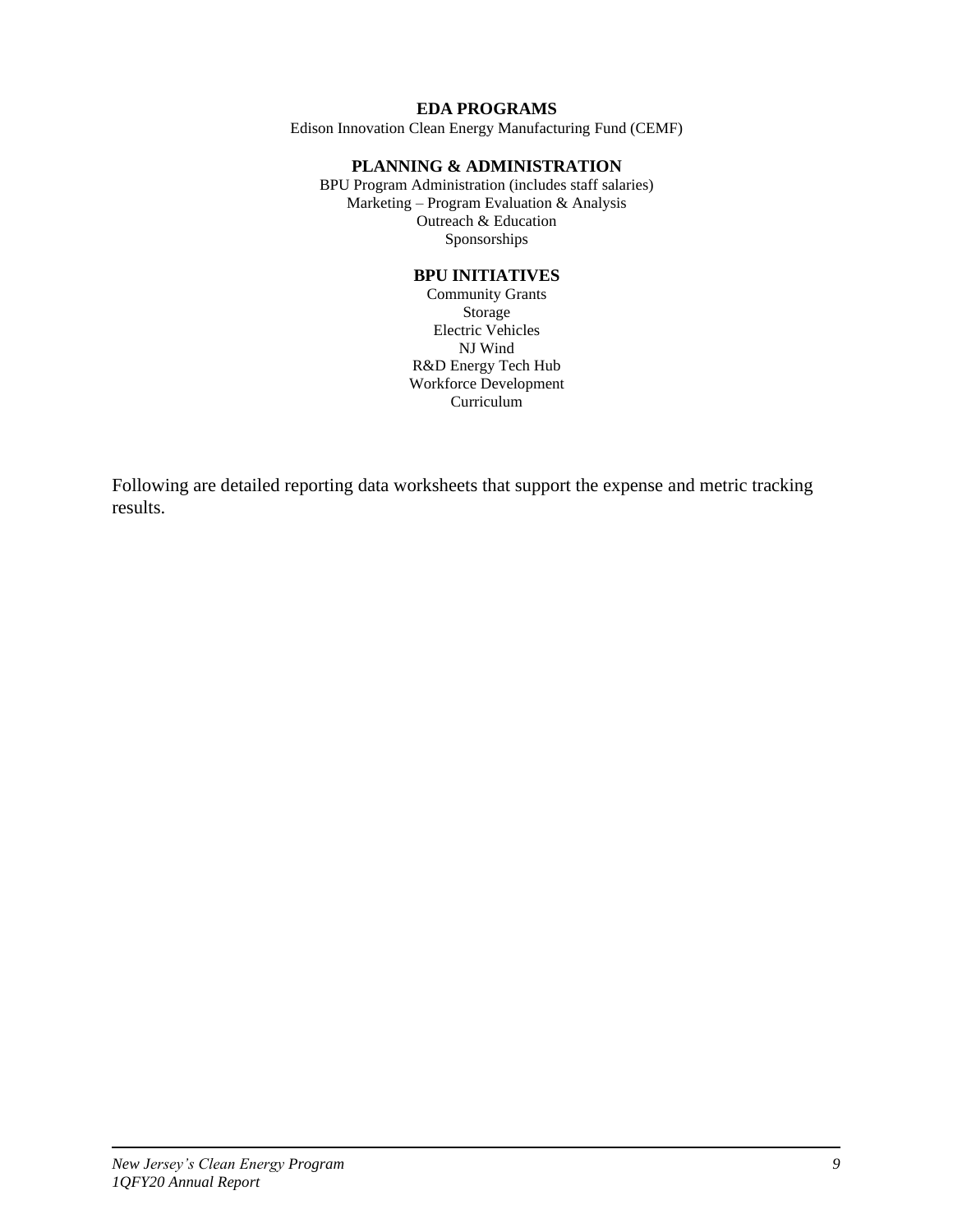**EDA PROGRAMS**

Edison Innovation Clean Energy Manufacturing Fund (CEMF)

**PLANNING & ADMINISTRATION**

BPU Program Administration (includes staff salaries)
Marketing – Program Evaluation & Analysis
Outreach & Education
Sponsorships

**BPU INITIATIVES**

Community Grants
Storage
Electric Vehicles
NJ Wind
R&D Energy Tech Hub
Workforce Development
Curriculum

Following are detailed reporting data worksheets that support the expense and metric tracking results.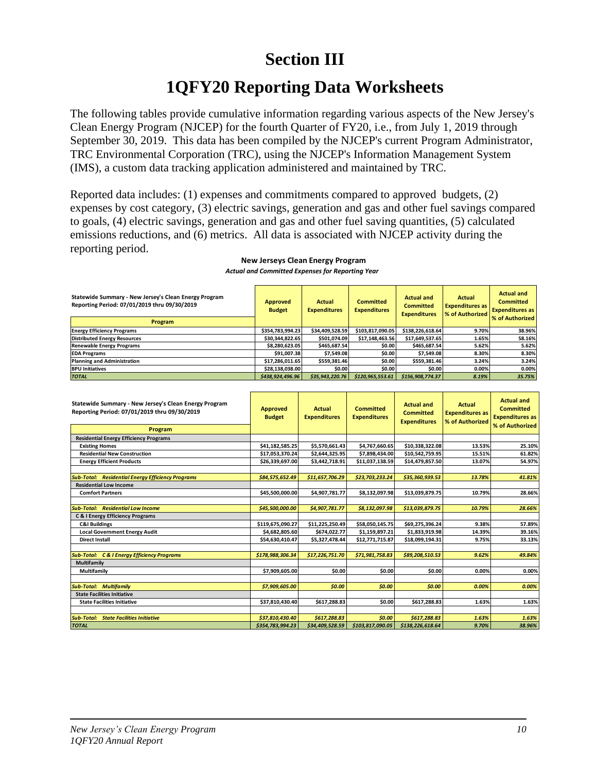# Section III

# 1QFY20 Reporting Data Worksheets

The following tables provide cumulative information regarding various aspects of the New Jersey's Clean Energy Program (NJCEP) for the fourth Quarter of FY20, i.e., from July 1, 2019 through September 30, 2019. This data has been compiled by the NJCEP's current Program Administrator, TRC Environmental Corporation (TRC), using the NJCEP's Information Management System (IMS), a custom data tracking application administered and maintained by TRC.

Reported data includes: (1) expenses and commitments compared to approved budgets, (2) expenses by cost category, (3) electric savings, generation and gas and other fuel savings compared to goals, (4) electric savings, generation and gas and other fuel saving quantities, (5) calculated emissions reductions, and (6) metrics. All data is associated with NJCEP activity during the reporting period.

**New Jerseys Clean Energy Program**

*Actual and Committed Expenses for Reporting Year*

| Statewide Summary - New Jersey's Clean Energy Program<br>Reporting Period: 07/01/2019 thru 09/30/2019<br>Program | Approved Budget | Actual Expenditures | Committed Expenditures | Actual and Committed Expenditures | Actual Expenditures as % of Authorized | Actual and Committed Expenditures as % of Authorized |
|---|---|---|---|---|---|---|
| Energy Efficiency Programs | $354,783,994.23 | $34,409,528.59 | $103,817,090.05 | $138,226,618.64 | 9.70% | 38.96% |
| Distributed Energy Resources | $30,344,822.65 | $501,074.09 | $17,148,463.56 | $17,649,537.65 | 1.65% | 58.16% |
| Renewable Energy Programs | $8,280,623.05 | $465,687.54 | $0.00 | $465,687.54 | 5.62% | 5.62% |
| EDA Programs | $91,007.38 | $7,549.08 | $0.00 | $7,549.08 | 8.30% | 8.30% |
| Planning and Administration | $17,286,011.65 | $559,381.46 | $0.00 | $559,381.46 | 3.24% | 3.24% |
| BPU Initiatives | $28,138,038.00 | $0.00 | $0.00 | $0.00 | 0.00% | 0.00% |
| *TOTAL* | *$438,924,496.96* | *$35,943,220.76* | *$120,965,553.61* | *$156,908,774.37* | *8.19%* | *35.75%* |

| Statewide Summary - New Jersey's Clean Energy Program<br>Reporting Period: 07/01/2019 thru 09/30/2019<br>Program | Approved Budget | Actual Expenditures | Committed Expenditures | Actual and Committed Expenditures | Actual Expenditures as % of Authorized | Actual and Committed Expenditures as % of Authorized |
|---|---|---|---|---|---|---|
| **Residential Energy Efficiency Programs** | | | | | | |
| Existing Homes | $41,182,585.25 | $5,570,661.43 | $4,767,660.65 | $10,338,322.08 | 13.53% | 25.10% |
| Residential New Construction | $17,053,370.24 | $2,644,325.95 | $7,898,434.00 | $10,542,759.95 | 15.51% | 61.82% |
| Energy Efficient Products | $26,339,697.00 | $3,442,718.91 | $11,037,138.59 | $14,479,857.50 | 13.07% | 54.97% |
| *Sub-Total: Residential Energy Efficiency Programs* | *$84,575,652.49* | *$11,657,706.29* | *$23,703,233.24* | *$35,360,939.53* | *13.78%* | *41.81%* |
| **Residential Low Income** | | | | | | |
| Comfort Partners | $45,500,000.00 | $4,907,781.77 | $8,132,097.98 | $13,039,879.75 | 10.79% | 28.66% |
| *Sub-Total: Residential Low Income* | *$45,500,000.00* | *$4,907,781.77* | *$8,132,097.98* | *$13,039,879.75* | *10.79%* | *28.66%* |
| **C & I Energy Efficiency Programs** | | | | | | |
| C&I Buildings | $119,675,090.27 | $11,225,250.49 | $58,050,145.75 | $69,275,396.24 | 9.38% | 57.89% |
| Local Government Energy Audit | $4,682,805.60 | $674,022.77 | $1,159,897.21 | $1,833,919.98 | 14.39% | 39.16% |
| Direct Install | $54,630,410.47 | $5,327,478.44 | $12,771,715.87 | $18,099,194.31 | 9.75% | 33.13% |
| *Sub-Total: C & I Energy Efficiency Programs* | *$178,988,306.34* | *$17,226,751.70* | *$71,981,758.83* | *$89,208,510.53* | *9.62%* | *49.84%* |
| **Multifamily** | | | | | | |
| Multifamily | $7,909,605.00 | $0.00 | $0.00 | $0.00 | 0.00% | 0.00% |
| *Sub-Total: Multifamily* | *$7,909,605.00* | *$0.00* | *$0.00* | *$0.00* | *0.00%* | *0.00%* |
| **State Facilities Initiative** | | | | | | |
| State Facilities Initiative | $37,810,430.40 | $617,288.83 | $0.00 | $617,288.83 | 1.63% | 1.63% |
| *Sub-Total: State Facilities Initiative* | *$37,810,430.40* | *$617,288.83* | *$0.00* | *$617,288.83* | *1.63%* | *1.63%* |
| *TOTAL* | *$354,783,994.23* | *$34,409,528.59* | *$103,817,090.05* | *$138,226,618.64* | *9.70%* | *38.96%* |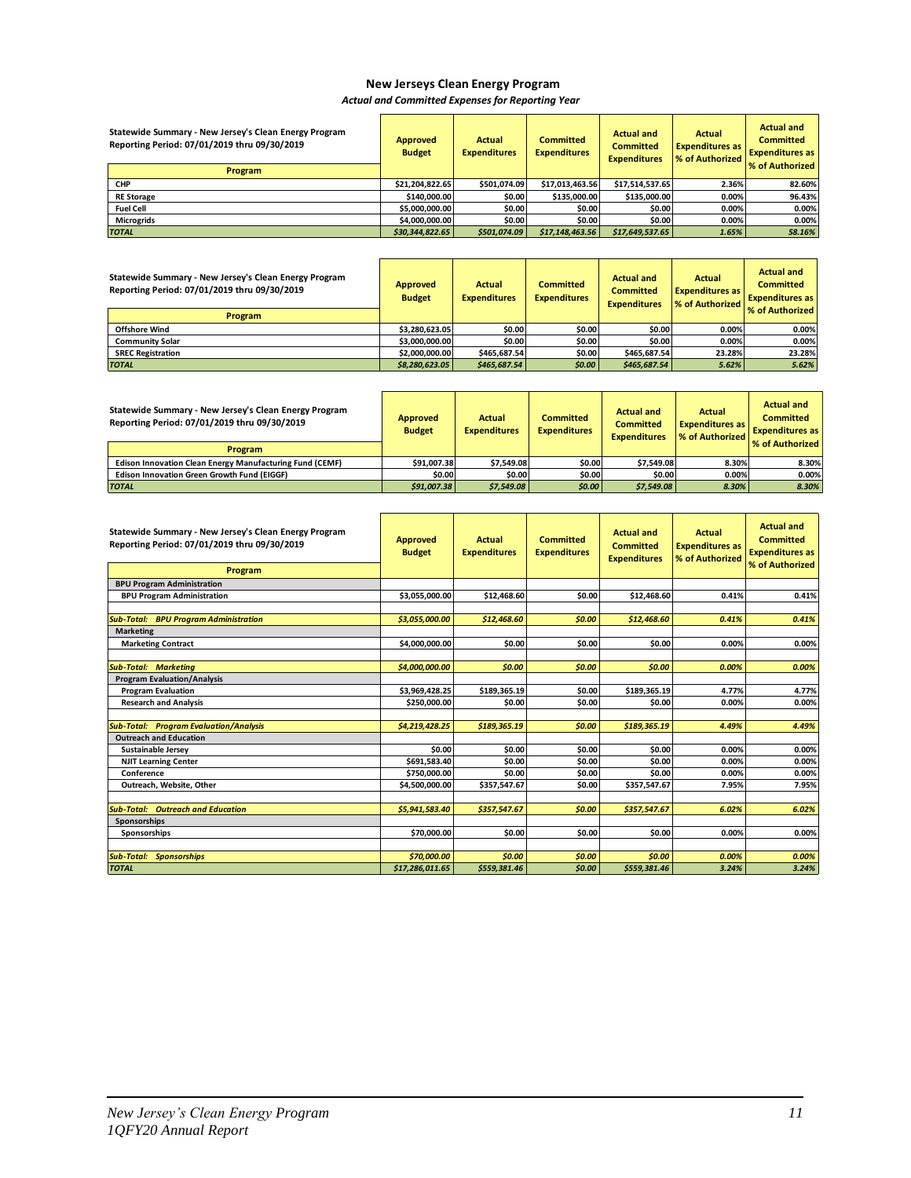# New Jerseys Clean Energy Program

*Actual and Committed Expenses for Reporting Year*

| Statewide Summary - New Jersey's Clean Energy Program Reporting Period: 07/01/2019 thru 09/30/2019<br>Program | Approved Budget | Actual Expenditures | Committed Expenditures | Actual and Committed Expenditures | Actual Expenditures as % of Authorized | Actual and Committed Expenditures as % of Authorized |
|---|---|---|---|---|---|---|
| CHP | $21,204,822.65 | $501,074.09 | $17,013,463.56 | $17,514,537.65 | 2.36% | 82.60% |
| RE Storage | $140,000.00 | $0.00 | $135,000.00 | $135,000.00 | 0.00% | 96.43% |
| Fuel Cell | $5,000,000.00 | $0.00 | $0.00 | $0.00 | 0.00% | 0.00% |
| Microgrids | $4,000,000.00 | $0.00 | $0.00 | $0.00 | 0.00% | 0.00% |
| *TOTAL* | *$30,344,822.65* | *$501,074.09* | *$17,148,463.56* | *$17,649,537.65* | *1.65%* | *58.16%* |

| Statewide Summary - New Jersey's Clean Energy Program Reporting Period: 07/01/2019 thru 09/30/2019<br>Program | Approved Budget | Actual Expenditures | Committed Expenditures | Actual and Committed Expenditures | Actual Expenditures as % of Authorized | Actual and Committed Expenditures as % of Authorized |
|---|---|---|---|---|---|---|
| Offshore Wind | $3,280,623.05 | $0.00 | $0.00 | $0.00 | 0.00% | 0.00% |
| Community Solar | $3,000,000.00 | $0.00 | $0.00 | $0.00 | 0.00% | 0.00% |
| SREC Registration | $2,000,000.00 | $465,687.54 | $0.00 | $465,687.54 | 23.28% | 23.28% |
| *TOTAL* | *$8,280,623.05* | *$465,687.54* | *$0.00* | *$465,687.54* | *5.62%* | *5.62%* |

| Statewide Summary - New Jersey's Clean Energy Program Reporting Period: 07/01/2019 thru 09/30/2019<br>Program | Approved Budget | Actual Expenditures | Committed Expenditures | Actual and Committed Expenditures | Actual Expenditures as % of Authorized | Actual and Committed Expenditures as % of Authorized |
|---|---|---|---|---|---|---|
| Edison Innovation Clean Energy Manufacturing Fund (CEMF) | $91,007.38 | $7,549.08 | $0.00 | $7,549.08 | 8.30% | 8.30% |
| Edison Innovation Green Growth Fund (EIGGF) | $0.00 | $0.00 | $0.00 | $0.00 | 0.00% | 0.00% |
| *TOTAL* | *$91,007.38* | *$7,549.08* | *$0.00* | *$7,549.08* | *8.30%* | *8.30%* |

| Statewide Summary - New Jersey's Clean Energy Program Reporting Period: 07/01/2019 thru 09/30/2019<br>Program | Approved Budget | Actual Expenditures | Committed Expenditures | Actual and Committed Expenditures | Actual Expenditures as % of Authorized | Actual and Committed Expenditures as % of Authorized |
|---|---|---|---|---|---|---|
| **BPU Program Administration** | | | | | | |
| BPU Program Administration | $3,055,000.00 | $12,468.60 | $0.00 | $12,468.60 | 0.41% | 0.41% |
| *Sub-Total: BPU Program Administration* | *$3,055,000.00* | *$12,468.60* | *$0.00* | *$12,468.60* | *0.41%* | *0.41%* |
| **Marketing** | | | | | | |
| Marketing Contract | $4,000,000.00 | $0.00 | $0.00 | $0.00 | 0.00% | 0.00% |
| *Sub-Total: Marketing* | *$4,000,000.00* | *$0.00* | *$0.00* | *$0.00* | *0.00%* | *0.00%* |
| **Program Evaluation/Analysis** | | | | | | |
| Program Evaluation | $3,969,428.25 | $189,365.19 | $0.00 | $189,365.19 | 4.77% | 4.77% |
| Research and Analysis | $250,000.00 | $0.00 | $0.00 | $0.00 | 0.00% | 0.00% |
| *Sub-Total: Program Evaluation/Analysis* | *$4,219,428.25* | *$189,365.19* | *$0.00* | *$189,365.19* | *4.49%* | *4.49%* |
| **Outreach and Education** | | | | | | |
| Sustainable Jersey | $0.00 | $0.00 | $0.00 | $0.00 | 0.00% | 0.00% |
| NJIT Learning Center | $691,583.40 | $0.00 | $0.00 | $0.00 | 0.00% | 0.00% |
| Conference | $750,000.00 | $0.00 | $0.00 | $0.00 | 0.00% | 0.00% |
| Outreach, Website, Other | $4,500,000.00 | $357,547.67 | $0.00 | $357,547.67 | 7.95% | 7.95% |
| *Sub-Total: Outreach and Education* | *$5,941,583.40* | *$357,547.67* | *$0.00* | *$357,547.67* | *6.02%* | *6.02%* |
| **Sponsorships** | | | | | | |
| Sponsorships | $70,000.00 | $0.00 | $0.00 | $0.00 | 0.00% | 0.00% |
| *Sub-Total: Sponsorships* | *$70,000.00* | *$0.00* | *$0.00* | *$0.00* | *0.00%* | *0.00%* |
| *TOTAL* | *$17,286,011.65* | *$559,381.46* | *$0.00* | *$559,381.46* | *3.24%* | *3.24%* |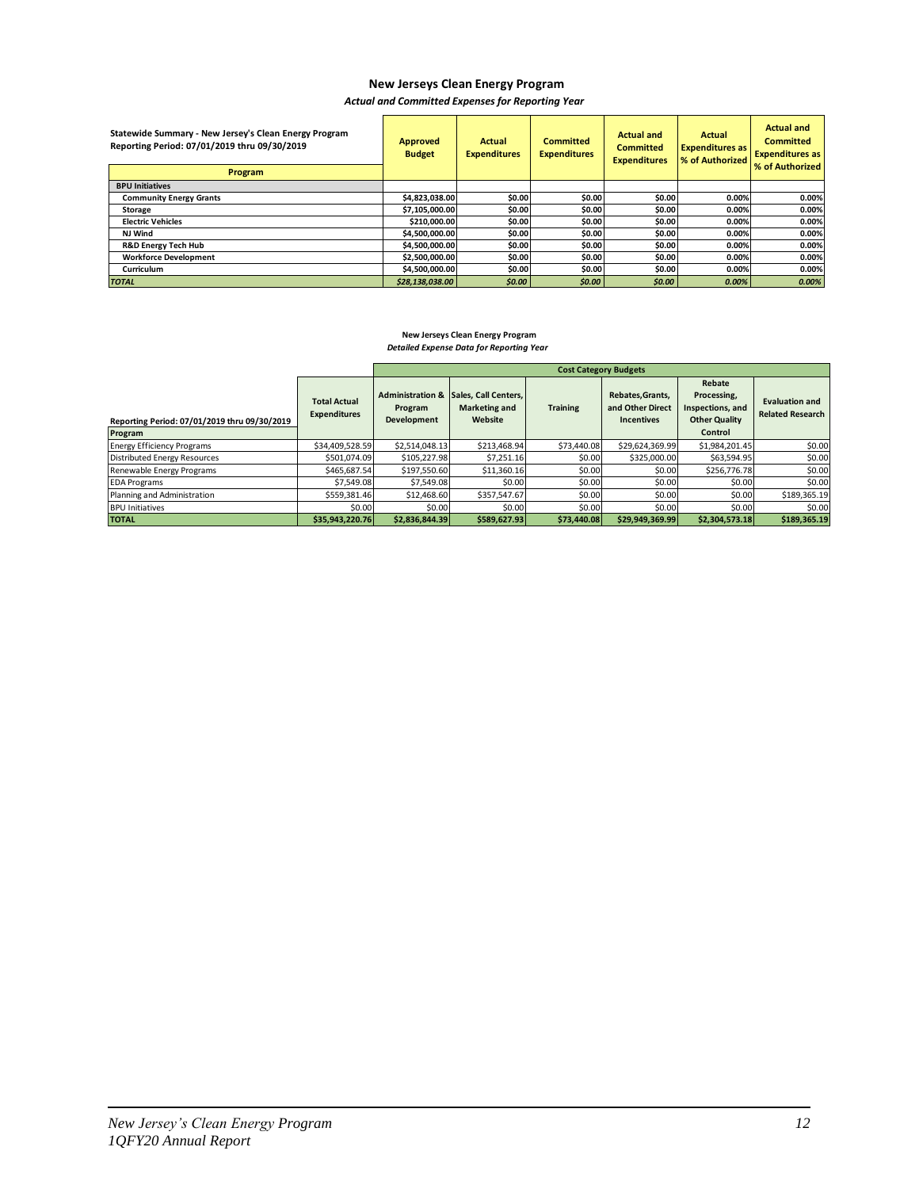## New Jerseys Clean Energy Program

*Actual and Committed Expenses for Reporting Year*

| Statewide Summary - New Jersey's Clean Energy Program Reporting Period: 07/01/2019 thru 09/30/2019<br>Program | Approved Budget | Actual Expenditures | Committed Expenditures | Actual and Committed Expenditures | Actual Expenditures as % of Authorized | Actual and Committed Expenditures as % of Authorized |
|---|---|---|---|---|---|---|
| **BPU Initiatives** | | | | | | |
| **Community Energy Grants** | $4,823,038.00 | $0.00 | $0.00 | $0.00 | 0.00% | 0.00% |
| **Storage** | $7,105,000.00 | $0.00 | $0.00 | $0.00 | 0.00% | 0.00% |
| **Electric Vehicles** | $210,000.00 | $0.00 | $0.00 | $0.00 | 0.00% | 0.00% |
| **NJ Wind** | $4,500,000.00 | $0.00 | $0.00 | $0.00 | 0.00% | 0.00% |
| **R&D Energy Tech Hub** | $4,500,000.00 | $0.00 | $0.00 | $0.00 | 0.00% | 0.00% |
| **Workforce Development** | $2,500,000.00 | $0.00 | $0.00 | $0.00 | 0.00% | 0.00% |
| **Curriculum** | $4,500,000.00 | $0.00 | $0.00 | $0.00 | 0.00% | 0.00% |
| ***TOTAL*** | ***$28,138,038.00*** | ***$0.00*** | ***$0.00*** | ***$0.00*** | ***0.00%*** | ***0.00%*** |

**New Jerseys Clean Energy Program**

***Detailed Expense Data for Reporting Year***

| Reporting Period: 07/01/2019 thru 09/30/2019<br>Program | Total Actual Expenditures | Cost Category Budgets | | | | | |
|---|---|---|---|---|---|---|---|
| | | Administration & Program Development | Sales, Call Centers, Marketing and Website | Training | Rebates,Grants, and Other Direct Incentives | Rebate Processing, Inspections, and Other Quality Control | Evaluation and Related Research |
| Energy Efficiency Programs | $34,409,528.59 | $2,514,048.13 | $213,468.94 | $73,440.08 | $29,624,369.99 | $1,984,201.45 | $0.00 |
| Distributed Energy Resources | $501,074.09 | $105,227.98 | $7,251.16 | $0.00 | $325,000.00 | $63,594.95 | $0.00 |
| Renewable Energy Programs | $465,687.54 | $197,550.60 | $11,360.16 | $0.00 | $0.00 | $256,776.78 | $0.00 |
| EDA Programs | $7,549.08 | $7,549.08 | $0.00 | $0.00 | $0.00 | $0.00 | $0.00 |
| Planning and Administration | $559,381.46 | $12,468.60 | $357,547.67 | $0.00 | $0.00 | $0.00 | $189,365.19 |
| BPU Initiatives | $0.00 | $0.00 | $0.00 | $0.00 | $0.00 | $0.00 | $0.00 |
| **TOTAL** | **$35,943,220.76** | **$2,836,844.39** | **$589,627.93** | **$73,440.08** | **$29,949,369.99** | **$2,304,573.18** | **$189,365.19** |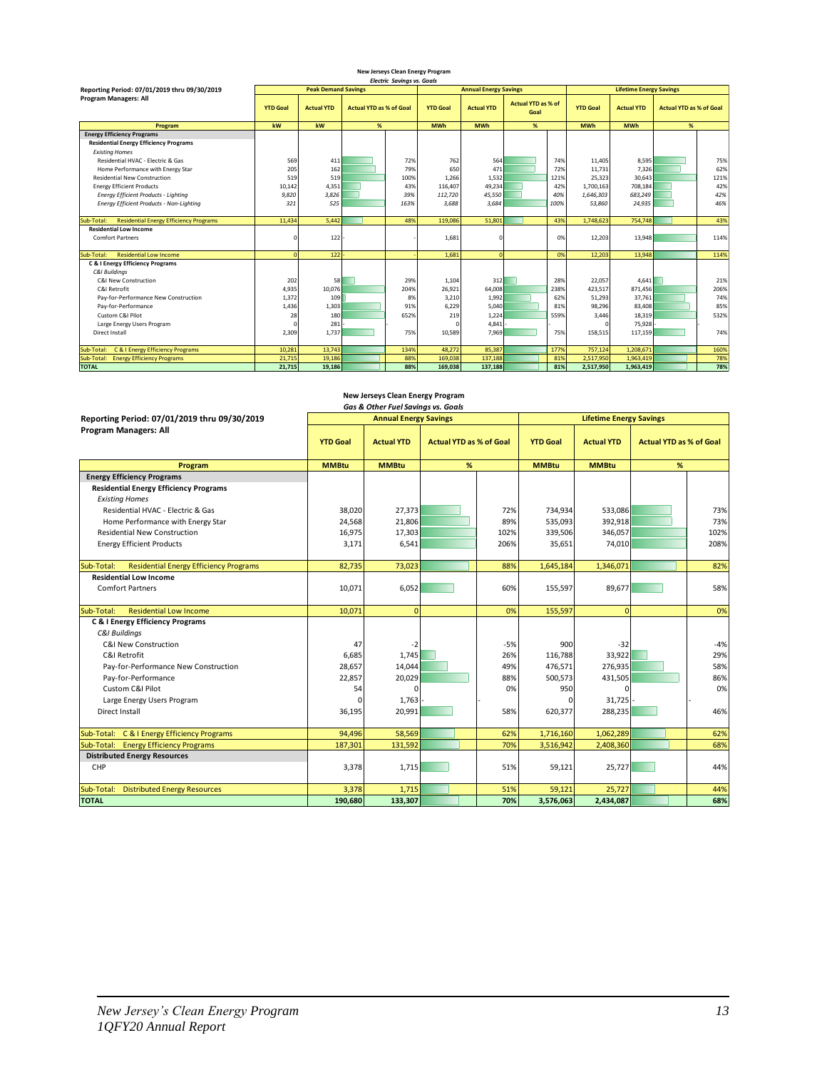## New Jerseys Clean Energy Program

*Electric Savings vs. Goals*

Reporting Period: 07/01/2019 thru 09/30/2019

Program Managers: All

| Program | Peak Demand Savings YTD Goal | Peak Demand Savings Actual YTD | Peak Demand Savings Actual YTD as % of Goal | Annual Energy Savings YTD Goal | Annual Energy Savings Actual YTD | Annual Energy Savings Actual YTD as % of Goal | Lifetime Energy Savings YTD Goal | Lifetime Energy Savings Actual YTD | Lifetime Energy Savings Actual YTD as % of Goal |
|---|---|---|---|---|---|---|---|---|---|
| | kW | kW | % | MWh | MWh | % | MWh | MWh | % |
| **Energy Efficiency Programs** | | | | | | | | | |
| **Residential Energy Efficiency Programs** | | | | | | | | | |
| *Existing Homes* | | | | | | | | | |
| Residential HVAC - Electric & Gas | 569 | 411 | 72% | 762 | 564 | 74% | 11,405 | 8,595 | 75% |
| Home Performance with Energy Star | 205 | 162 | 79% | 650 | 471 | 72% | 11,731 | 7,326 | 62% |
| Residential New Construction | 519 | 519 | 100% | 1,266 | 1,532 | 121% | 25,323 | 30,643 | 121% |
| Energy Efficient Products | 10,142 | 4,351 | 43% | 116,407 | 49,234 | 42% | 1,700,163 | 708,184 | 42% |
| *Energy Efficient Products - Lighting* | *9,820* | *3,826* | *39%* | *112,720* | *45,550* | *40%* | *1,646,303* | *683,249* | *42%* |
| *Energy Efficient Products - Non-Lighting* | *321* | *525* | *163%* | *3,688* | *3,684* | *100%* | *53,860* | *24,935* | *46%* |
| Sub-Total: Residential Energy Efficiency Programs | 11,434 | 5,442 | 48% | 119,086 | 51,801 | 43% | 1,748,623 | 754,748 | 43% |
| **Residential Low Income** | | | | | | | | | |
| Comfort Partners | 0 | 122 | - | 1,681 | 0 | 0% | 12,203 | 13,948 | 114% |
| Sub-Total: Residential Low Income | 0 | 122 | - | 1,681 | 0 | 0% | 12,203 | 13,948 | 114% |
| **C & I Energy Efficiency Programs** | | | | | | | | | |
| *C&I Buildings* | | | | | | | | | |
| C&I New Construction | 202 | 58 | 29% | 1,104 | 312 | 28% | 22,057 | 4,641 | 21% |
| C&I Retrofit | 4,935 | 10,076 | 204% | 26,921 | 64,008 | 238% | 423,517 | 871,456 | 206% |
| Pay-for-Performance New Construction | 1,372 | 109 | 8% | 3,210 | 1,992 | 62% | 51,293 | 37,761 | 74% |
| Pay-for-Performance | 1,436 | 1,303 | 91% | 6,229 | 5,040 | 81% | 98,296 | 83,408 | 85% |
| Custom C&I Pilot | 28 | 180 | 652% | 219 | 1,224 | 559% | 3,446 | 18,319 | 532% |
| Large Energy Users Program | 0 | 281 | - | 0 | 4,841 | - | 0 | 75,928 | - |
| Direct Install | 2,309 | 1,737 | 75% | 10,589 | 7,969 | 75% | 158,515 | 117,159 | 74% |
| Sub-Total: C & I Energy Efficiency Programs | 10,281 | 13,743 | 134% | 48,272 | 85,387 | 177% | 757,124 | 1,208,671 | 160% |
| Sub-Total: Energy Efficiency Programs | 21,715 | 19,186 | 88% | 169,038 | 137,188 | 81% | 2,517,950 | 1,963,419 | 78% |
| **TOTAL** | **21,715** | **19,186** | **88%** | **169,038** | **137,188** | **81%** | **2,517,950** | **1,963,419** | **78%** |

## New Jerseys Clean Energy Program

*Gas & Other Fuel Savings vs. Goals*

Reporting Period: 07/01/2019 thru 09/30/2019

Program Managers: All

| Program | Annual Energy Savings YTD Goal | Annual Energy Savings Actual YTD | Annual Energy Savings Actual YTD as % of Goal | Lifetime Energy Savings YTD Goal | Lifetime Energy Savings Actual YTD | Lifetime Energy Savings Actual YTD as % of Goal |
|---|---|---|---|---|---|---|
| | MMBtu | MMBtu | % | MMBtu | MMBtu | % |
| **Energy Efficiency Programs** | | | | | | |
| **Residential Energy Efficiency Programs** | | | | | | |
| *Existing Homes* | | | | | | |
| Residential HVAC - Electric & Gas | 38,020 | 27,373 | 72% | 734,934 | 533,086 | 73% |
| Home Performance with Energy Star | 24,568 | 21,806 | 89% | 535,093 | 392,918 | 73% |
| Residential New Construction | 16,975 | 17,303 | 102% | 339,506 | 346,057 | 102% |
| Energy Efficient Products | 3,171 | 6,541 | 206% | 35,651 | 74,010 | 208% |
| Sub-Total: Residential Energy Efficiency Programs | 82,735 | 73,023 | 88% | 1,645,184 | 1,346,071 | 82% |
| **Residential Low Income** | | | | | | |
| Comfort Partners | 10,071 | 6,052 | 60% | 155,597 | 89,677 | 58% |
| Sub-Total: Residential Low Income | 10,071 | 0 | 0% | 155,597 | 0 | 0% |
| **C & I Energy Efficiency Programs** | | | | | | |
| *C&I Buildings* | | | | | | |
| C&I New Construction | 47 | -2 | -5% | 900 | -32 | -4% |
| C&I Retrofit | 6,685 | 1,745 | 26% | 116,788 | 33,922 | 29% |
| Pay-for-Performance New Construction | 28,657 | 14,044 | 49% | 476,571 | 276,935 | 58% |
| Pay-for-Performance | 22,857 | 20,029 | 88% | 500,573 | 431,505 | 86% |
| Custom C&I Pilot | 54 | 0 | 0% | 950 | 0 | 0% |
| Large Energy Users Program | 0 | 1,763 | - | 0 | 31,725 | - |
| Direct Install | 36,195 | 20,991 | 58% | 620,377 | 288,235 | 46% |
| Sub-Total: C & I Energy Efficiency Programs | 94,496 | 58,569 | 62% | 1,716,160 | 1,062,289 | 62% |
| Sub-Total: Energy Efficiency Programs | 187,301 | 131,592 | 70% | 3,516,942 | 2,408,360 | 68% |
| **Distributed Energy Resources** | | | | | | |
| CHP | 3,378 | 1,715 | 51% | 59,121 | 25,727 | 44% |
| Sub-Total: Distributed Energy Resources | 3,378 | 1,715 | 51% | 59,121 | 25,727 | 44% |
| **TOTAL** | **190,680** | **133,307** | **70%** | **3,576,063** | **2,434,087** | **68%** |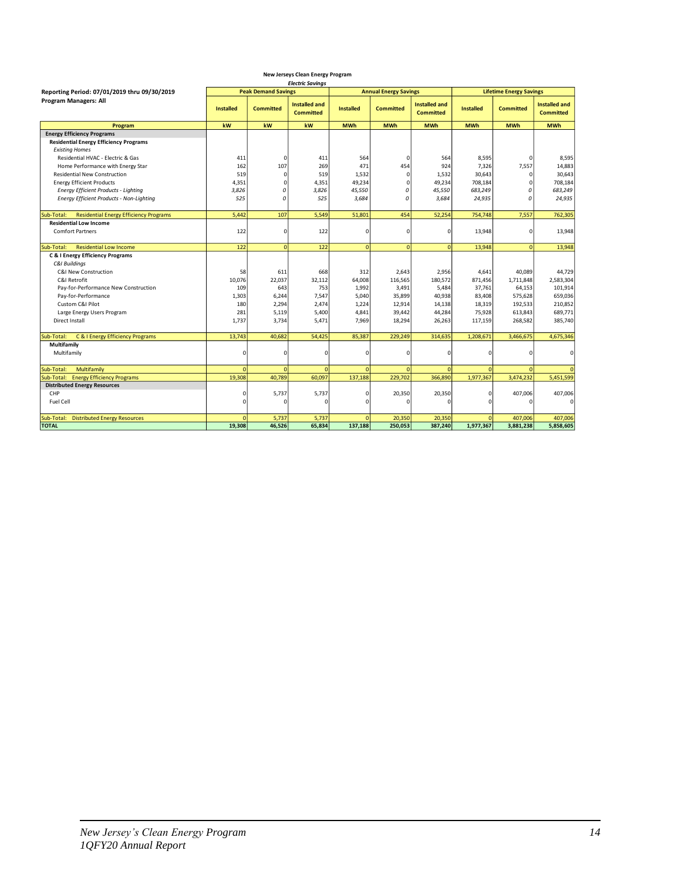**New Jerseys Clean Energy Program**

***Electric Savings***

| Reporting Period: 07/01/2019 thru 09/30/2019<br>Program Managers: All | Peak Demand Savings | | | Annual Energy Savings | | | Lifetime Energy Savings | | |
|---|---|---|---|---|---|---|---|---|---|
| | Installed | Committed | Installed and Committed | Installed | Committed | Installed and Committed | Installed | Committed | Installed and Committed |
| **Program** | **kW** | **kW** | **kW** | **MWh** | **MWh** | **MWh** | **MWh** | **MWh** | **MWh** |
| **Energy Efficiency Programs** | | | | | | | | | |
| **Residential Energy Efficiency Programs** | | | | | | | | | |
| *Existing Homes* | | | | | | | | | |
| Residential HVAC - Electric & Gas | 411 | 0 | 411 | 564 | 0 | 564 | 8,595 | 0 | 8,595 |
| Home Performance with Energy Star | 162 | 107 | 269 | 471 | 454 | 924 | 7,326 | 7,557 | 14,883 |
| Residential New Construction | 519 | 0 | 519 | 1,532 | 0 | 1,532 | 30,643 | 0 | 30,643 |
| Energy Efficient Products | 4,351 | 0 | 4,351 | 49,234 | 0 | 49,234 | 708,184 | 0 | 708,184 |
| *Energy Efficient Products - Lighting* | *3,826* | *0* | *3,826* | *45,550* | *0* | *45,550* | *683,249* | *0* | *683,249* |
| *Energy Efficient Products - Non-Lighting* | *525* | *0* | *525* | *3,684* | *0* | *3,684* | *24,935* | *0* | *24,935* |
| Sub-Total: Residential Energy Efficiency Programs | 5,442 | 107 | 5,549 | 51,801 | 454 | 52,254 | 754,748 | 7,557 | 762,305 |
| **Residential Low Income** | | | | | | | | | |
| Comfort Partners | 122 | 0 | 122 | 0 | 0 | 0 | 13,948 | 0 | 13,948 |
| Sub-Total: Residential Low Income | 122 | 0 | 122 | 0 | 0 | 0 | 13,948 | 0 | 13,948 |
| **C & I Energy Efficiency Programs** | | | | | | | | | |
| *C&I Buildings* | | | | | | | | | |
| C&I New Construction | 58 | 611 | 668 | 312 | 2,643 | 2,956 | 4,641 | 40,089 | 44,729 |
| C&I Retrofit | 10,076 | 22,037 | 32,112 | 64,008 | 116,565 | 180,572 | 871,456 | 1,711,848 | 2,583,304 |
| Pay-for-Performance New Construction | 109 | 643 | 753 | 1,992 | 3,491 | 5,484 | 37,761 | 64,153 | 101,914 |
| Pay-for-Performance | 1,303 | 6,244 | 7,547 | 5,040 | 35,899 | 40,938 | 83,408 | 575,628 | 659,036 |
| Custom C&I Pilot | 180 | 2,294 | 2,474 | 1,224 | 12,914 | 14,138 | 18,319 | 192,533 | 210,852 |
| Large Energy Users Program | 281 | 5,119 | 5,400 | 4,841 | 39,442 | 44,284 | 75,928 | 613,843 | 689,771 |
| Direct Install | 1,737 | 3,734 | 5,471 | 7,969 | 18,294 | 26,263 | 117,159 | 268,582 | 385,740 |
| Sub-Total: C & I Energy Efficiency Programs | 13,743 | 40,682 | 54,425 | 85,387 | 229,249 | 314,635 | 1,208,671 | 3,466,675 | 4,675,346 |
| **Multifamily** | | | | | | | | | |
| Multifamily | 0 | 0 | 0 | 0 | 0 | 0 | 0 | 0 | 0 |
| Sub-Total: Multifamily | 0 | 0 | 0 | 0 | 0 | 0 | 0 | 0 | 0 |
| Sub-Total: Energy Efficiency Programs | 19,308 | 40,789 | 60,097 | 137,188 | 229,702 | 366,890 | 1,977,367 | 3,474,232 | 5,451,599 |
| **Distributed Energy Resources** | | | | | | | | | |
| CHP | 0 | 5,737 | 5,737 | 0 | 20,350 | 20,350 | 0 | 407,006 | 407,006 |
| Fuel Cell | 0 | 0 | 0 | 0 | 0 | 0 | 0 | 0 | 0 |
| Sub-Total: Distributed Energy Resources | 0 | 5,737 | 5,737 | 0 | 20,350 | 20,350 | 0 | 407,006 | 407,006 |
| **TOTAL** | **19,308** | **46,526** | **65,834** | **137,188** | **250,053** | **387,240** | **1,977,367** | **3,881,238** | **5,858,605** |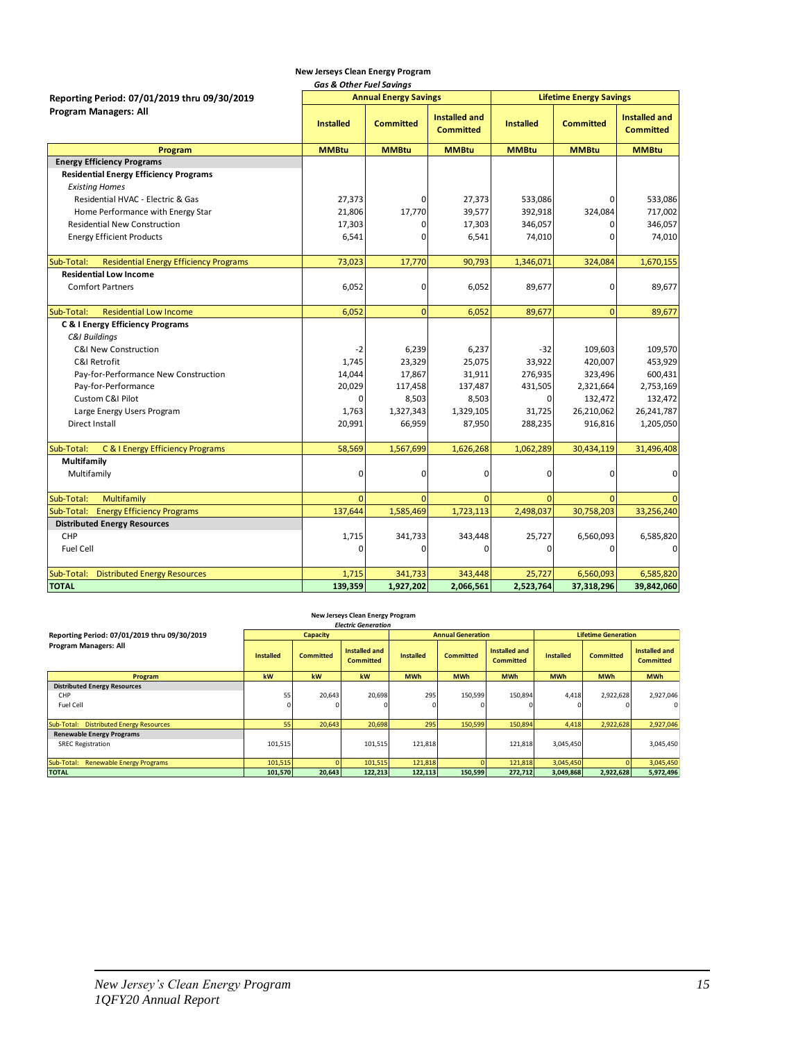**New Jerseys Clean Energy Program**

*Gas & Other Fuel Savings*

**Reporting Period: 07/01/2019 thru 09/30/2019**

**Program Managers: All**

| | Annual Energy Savings | | | Lifetime Energy Savings | | |
|---|---|---|---|---|---|---|
| | Installed | Committed | Installed and Committed | Installed | Committed | Installed and Committed |
| **Program** | **MMBtu** | **MMBtu** | **MMBtu** | **MMBtu** | **MMBtu** | **MMBtu** |
| **Energy Efficiency Programs** | | | | | | |
| **Residential Energy Efficiency Programs** | | | | | | |
| *Existing Homes* | | | | | | |
| Residential HVAC - Electric & Gas | 27,373 | 0 | 27,373 | 533,086 | 0 | 533,086 |
| Home Performance with Energy Star | 21,806 | 17,770 | 39,577 | 392,918 | 324,084 | 717,002 |
| Residential New Construction | 17,303 | 0 | 17,303 | 346,057 | 0 | 346,057 |
| Energy Efficient Products | 6,541 | 0 | 6,541 | 74,010 | 0 | 74,010 |
| Sub-Total: Residential Energy Efficiency Programs | 73,023 | 17,770 | 90,793 | 1,346,071 | 324,084 | 1,670,155 |
| **Residential Low Income** | | | | | | |
| Comfort Partners | 6,052 | 0 | 6,052 | 89,677 | 0 | 89,677 |
| Sub-Total: Residential Low Income | 6,052 | 0 | 6,052 | 89,677 | 0 | 89,677 |
| **C & I Energy Efficiency Programs** | | | | | | |
| *C&I Buildings* | | | | | | |
| C&I New Construction | -2 | 6,239 | 6,237 | -32 | 109,603 | 109,570 |
| C&I Retrofit | 1,745 | 23,329 | 25,075 | 33,922 | 420,007 | 453,929 |
| Pay-for-Performance New Construction | 14,044 | 17,867 | 31,911 | 276,935 | 323,496 | 600,431 |
| Pay-for-Performance | 20,029 | 117,458 | 137,487 | 431,505 | 2,321,664 | 2,753,169 |
| Custom C&I Pilot | 0 | 8,503 | 8,503 | 0 | 132,472 | 132,472 |
| Large Energy Users Program | 1,763 | 1,327,343 | 1,329,105 | 31,725 | 26,210,062 | 26,241,787 |
| Direct Install | 20,991 | 66,959 | 87,950 | 288,235 | 916,816 | 1,205,050 |
| Sub-Total: C & I Energy Efficiency Programs | 58,569 | 1,567,699 | 1,626,268 | 1,062,289 | 30,434,119 | 31,496,408 |
| **Multifamily** | | | | | | |
| Multifamily | 0 | 0 | 0 | 0 | 0 | 0 |
| Sub-Total: Multifamily | 0 | 0 | 0 | 0 | 0 | 0 |
| Sub-Total: Energy Efficiency Programs | 137,644 | 1,585,469 | 1,723,113 | 2,498,037 | 30,758,203 | 33,256,240 |
| **Distributed Energy Resources** | | | | | | |
| CHP | 1,715 | 341,733 | 343,448 | 25,727 | 6,560,093 | 6,585,820 |
| Fuel Cell | 0 | 0 | 0 | 0 | 0 | 0 |
| Sub-Total: Distributed Energy Resources | 1,715 | 341,733 | 343,448 | 25,727 | 6,560,093 | 6,585,820 |
| **TOTAL** | **139,359** | **1,927,202** | **2,066,561** | **2,523,764** | **37,318,296** | **39,842,060** |

**New Jerseys Clean Energy Program**

*Electric Generation*

**Reporting Period: 07/01/2019 thru 09/30/2019**

**Program Managers: All**

| | Capacity | | | Annual Generation | | | Lifetime Generation | | |
|---|---|---|---|---|---|---|---|---|---|
| | Installed | Committed | Installed and Committed | Installed | Committed | Installed and Committed | Installed | Committed | Installed and Committed |
| **Program** | **kW** | **kW** | **kW** | **MWh** | **MWh** | **MWh** | **MWh** | **MWh** | **MWh** |
| **Distributed Energy Resources** | | | | | | | | | |
| CHP | 55 | 20,643 | 20,698 | 295 | 150,599 | 150,894 | 4,418 | 2,922,628 | 2,927,046 |
| Fuel Cell | 0 | 0 | 0 | 0 | 0 | 0 | 0 | 0 | 0 |
| Sub-Total: Distributed Energy Resources | 55 | 20,643 | 20,698 | 295 | 150,599 | 150,894 | 4,418 | 2,922,628 | 2,927,046 |
| **Renewable Energy Programs** | | | | | | | | | |
| SREC Registration | 101,515 | | 101,515 | 121,818 | | 121,818 | 3,045,450 | | 3,045,450 |
| Sub-Total: Renewable Energy Programs | 101,515 | 0 | 101,515 | 121,818 | 0 | 121,818 | 3,045,450 | 0 | 3,045,450 |
| **TOTAL** | **101,570** | **20,643** | **122,213** | **122,113** | **150,599** | **272,712** | **3,049,868** | **2,922,628** | **5,972,496** |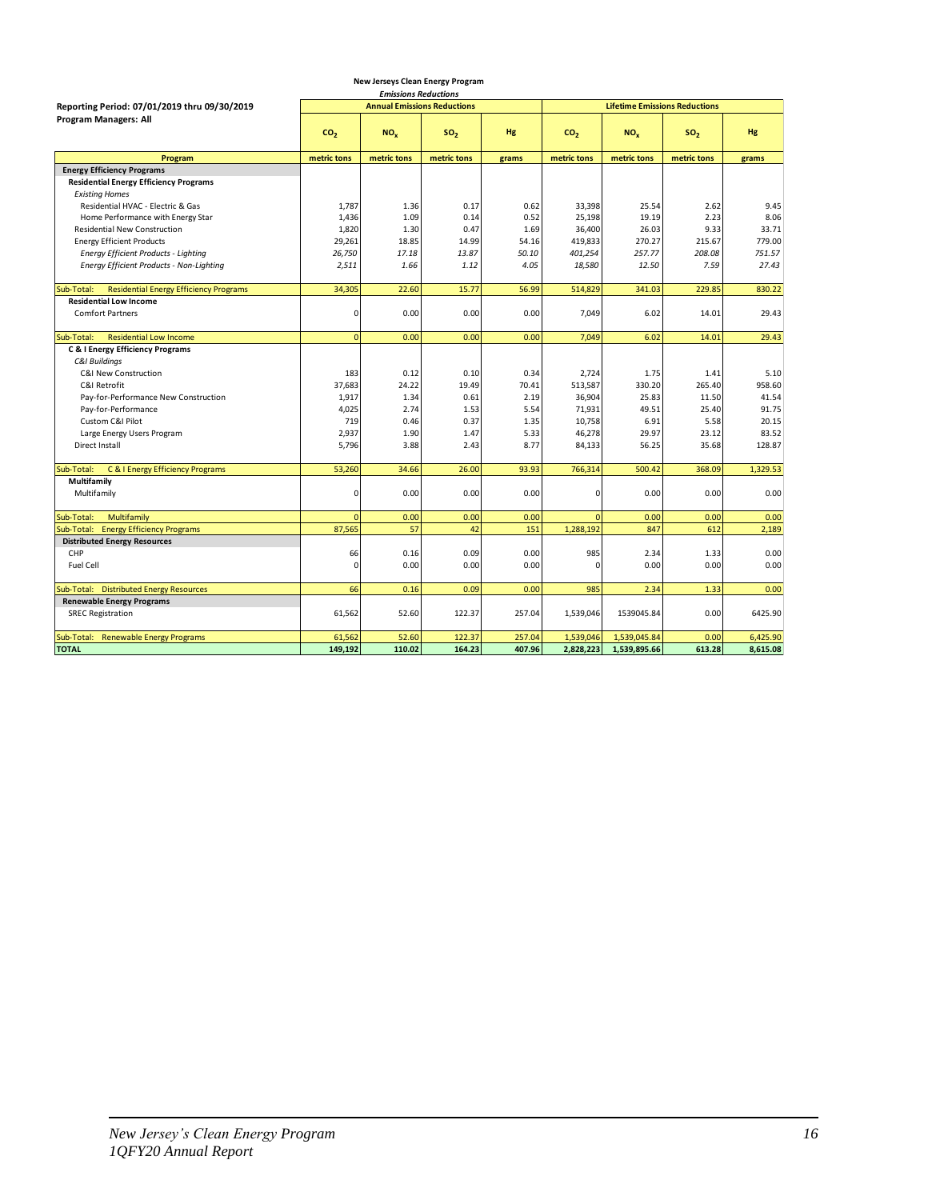**New Jerseys Clean Energy Program**

*Emissions Reductions*

**Reporting Period: 07/01/2019 thru 09/30/2019**

**Program Managers: All**

| Program | Annual Emissions Reductions | | | | Lifetime Emissions Reductions | | | |
|---|---|---|---|---|---|---|---|---|
| | $CO_2$ | $NO_x$ | $SO_2$ | Hg | $CO_2$ | $NO_x$ | $SO_2$ | Hg |
| | metric tons | metric tons | metric tons | grams | metric tons | metric tons | metric tons | grams |
| **Energy Efficiency Programs** | | | | | | | | |
| **Residential Energy Efficiency Programs** | | | | | | | | |
| *Existing Homes* | | | | | | | | |
| Residential HVAC - Electric & Gas | 1,787 | 1.36 | 0.17 | 0.62 | 33,398 | 25.54 | 2.62 | 9.45 |
| Home Performance with Energy Star | 1,436 | 1.09 | 0.14 | 0.52 | 25,198 | 19.19 | 2.23 | 8.06 |
| Residential New Construction | 1,820 | 1.30 | 0.47 | 1.69 | 36,400 | 26.03 | 9.33 | 33.71 |
| Energy Efficient Products | 29,261 | 18.85 | 14.99 | 54.16 | 419,833 | 270.27 | 215.67 | 779.00 |
| *Energy Efficient Products - Lighting* | *26,750* | *17.18* | *13.87* | *50.10* | *401,254* | *257.77* | *208.08* | *751.57* |
| *Energy Efficient Products - Non-Lighting* | *2,511* | *1.66* | *1.12* | *4.05* | *18,580* | *12.50* | *7.59* | *27.43* |
| Sub-Total: Residential Energy Efficiency Programs | 34,305 | 22.60 | 15.77 | 56.99 | 514,829 | 341.03 | 229.85 | 830.22 |
| **Residential Low Income** | | | | | | | | |
| Comfort Partners | 0 | 0.00 | 0.00 | 0.00 | 7,049 | 6.02 | 14.01 | 29.43 |
| Sub-Total: Residential Low Income | 0 | 0.00 | 0.00 | 0.00 | 7,049 | 6.02 | 14.01 | 29.43 |
| **C & I Energy Efficiency Programs** | | | | | | | | |
| *C&I Buildings* | | | | | | | | |
| C&I New Construction | 183 | 0.12 | 0.10 | 0.34 | 2,724 | 1.75 | 1.41 | 5.10 |
| C&I Retrofit | 37,683 | 24.22 | 19.49 | 70.41 | 513,587 | 330.20 | 265.40 | 958.60 |
| Pay-for-Performance New Construction | 1,917 | 1.34 | 0.61 | 2.19 | 36,904 | 25.83 | 11.50 | 41.54 |
| Pay-for-Performance | 4,025 | 2.74 | 1.53 | 5.54 | 71,931 | 49.51 | 25.40 | 91.75 |
| Custom C&I Pilot | 719 | 0.46 | 0.37 | 1.35 | 10,758 | 6.91 | 5.58 | 20.15 |
| Large Energy Users Program | 2,937 | 1.90 | 1.47 | 5.33 | 46,278 | 29.97 | 23.12 | 83.52 |
| Direct Install | 5,796 | 3.88 | 2.43 | 8.77 | 84,133 | 56.25 | 35.68 | 128.87 |
| Sub-Total: C & I Energy Efficiency Programs | 53,260 | 34.66 | 26.00 | 93.93 | 766,314 | 500.42 | 368.09 | 1,329.53 |
| **Multifamily** | | | | | | | | |
| Multifamily | 0 | 0.00 | 0.00 | 0.00 | 0 | 0.00 | 0.00 | 0.00 |
| Sub-Total: Multifamily | 0 | 0.00 | 0.00 | 0.00 | 0 | 0.00 | 0.00 | 0.00 |
| Sub-Total: Energy Efficiency Programs | 87,565 | 57 | 42 | 151 | 1,288,192 | 847 | 612 | 2,189 |
| **Distributed Energy Resources** | | | | | | | | |
| CHP | 66 | 0.16 | 0.09 | 0.00 | 985 | 2.34 | 1.33 | 0.00 |
| Fuel Cell | 0 | 0.00 | 0.00 | 0.00 | 0 | 0.00 | 0.00 | 0.00 |
| Sub-Total: Distributed Energy Resources | 66 | 0.16 | 0.09 | 0.00 | 985 | 2.34 | 1.33 | 0.00 |
| **Renewable Energy Programs** | | | | | | | | |
| SREC Registration | 61,562 | 52.60 | 122.37 | 257.04 | 1,539,046 | 1539045.84 | 0.00 | 6425.90 |
| Sub-Total: Renewable Energy Programs | 61,562 | 52.60 | 122.37 | 257.04 | 1,539,046 | 1,539,045.84 | 0.00 | 6,425.90 |
| **TOTAL** | 149,192 | 110.02 | 164.23 | 407.96 | 2,828,223 | 1,539,895.66 | 613.28 | 8,615.08 |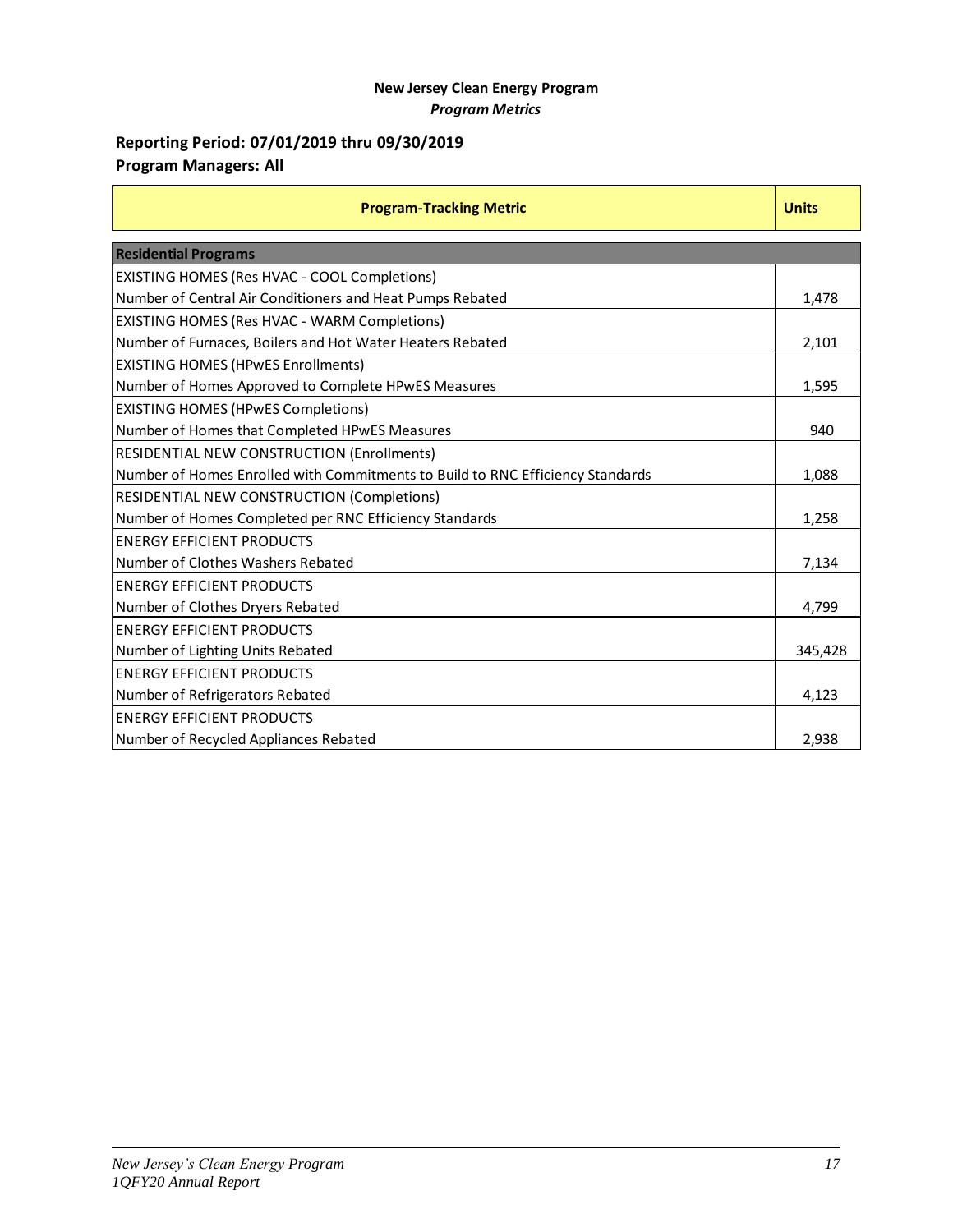**New Jersey Clean Energy Program**
***Program Metrics***

**Reporting Period: 07/01/2019 thru 09/30/2019**
**Program Managers: All**

| Program-Tracking Metric | Units |
|---|---|
| **Residential Programs** | |
| EXISTING HOMES (Res HVAC - COOL Completions)<br>Number of Central Air Conditioners and Heat Pumps Rebated | 1,478 |
| EXISTING HOMES (Res HVAC - WARM Completions)<br>Number of Furnaces, Boilers and Hot Water Heaters Rebated | 2,101 |
| EXISTING HOMES (HPwES Enrollments)<br>Number of Homes Approved to Complete HPwES Measures | 1,595 |
| EXISTING HOMES (HPwES Completions)<br>Number of Homes that Completed HPwES Measures | 940 |
| RESIDENTIAL NEW CONSTRUCTION (Enrollments)<br>Number of Homes Enrolled with Commitments to Build to RNC Efficiency Standards | 1,088 |
| RESIDENTIAL NEW CONSTRUCTION (Completions)<br>Number of Homes Completed per RNC Efficiency Standards | 1,258 |
| ENERGY EFFICIENT PRODUCTS<br>Number of Clothes Washers Rebated | 7,134 |
| ENERGY EFFICIENT PRODUCTS<br>Number of Clothes Dryers Rebated | 4,799 |
| ENERGY EFFICIENT PRODUCTS<br>Number of Lighting Units Rebated | 345,428 |
| ENERGY EFFICIENT PRODUCTS<br>Number of Refrigerators Rebated | 4,123 |
| ENERGY EFFICIENT PRODUCTS<br>Number of Recycled Appliances Rebated | 2,938 |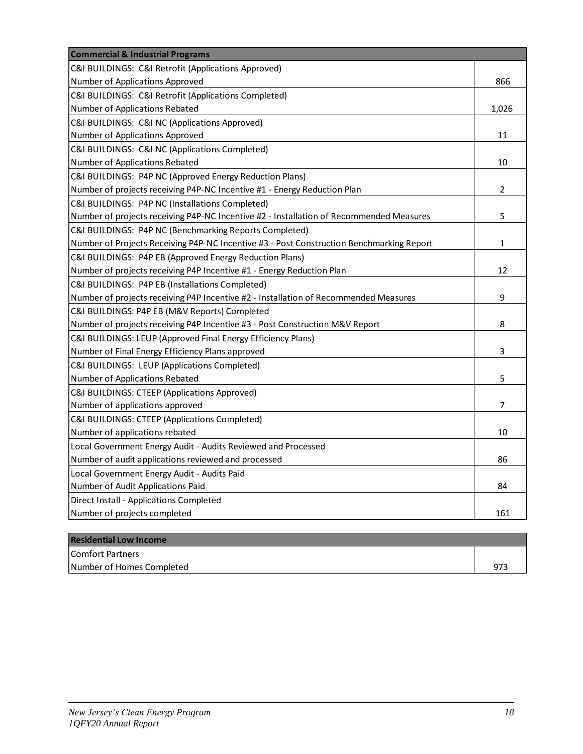| Commercial & Industrial Programs | |
|---|---|
| C&I BUILDINGS: C&I Retrofit (Applications Approved)<br>Number of Applications Approved | 866 |
| C&I BUILDINGS: C&I Retrofit (Applications Completed)<br>Number of Applications Rebated | 1,026 |
| C&I BUILDINGS: C&I NC (Applications Approved)<br>Number of Applications Approved | 11 |
| C&I BUILDINGS: C&I NC (Applications Completed)<br>Number of Applications Rebated | 10 |
| C&I BUILDINGS: P4P NC (Approved Energy Reduction Plans)<br>Number of projects receiving P4P-NC Incentive #1 - Energy Reduction Plan | 2 |
| C&I BUILDINGS: P4P NC (Installations Completed)<br>Number of projects receiving P4P-NC Incentive #2 - Installation of Recommended Measures | 5 |
| C&I BUILDINGS: P4P NC (Benchmarking Reports Completed)<br>Number of Projects Receiving P4P-NC Incentive #3 - Post Construction Benchmarking Report | 1 |
| C&I BUILDINGS: P4P EB (Approved Energy Reduction Plans)<br>Number of projects receiving P4P Incentive #1 - Energy Reduction Plan | 12 |
| C&I BUILDINGS: P4P EB (Installations Completed)<br>Number of projects receiving P4P Incentive #2 - Installation of Recommended Measures | 9 |
| C&I BUILDINGS: P4P EB (M&V Reports) Completed<br>Number of projects receiving P4P Incentive #3 - Post Construction M&V Report | 8 |
| C&I BUILDINGS: LEUP (Approved Final Energy Efficiency Plans)<br>Number of Final Energy Efficiency Plans approved | 3 |
| C&I BUILDINGS: LEUP (Applications Completed)<br>Number of Applications Rebated | 5 |
| C&I BUILDINGS: CTEEP (Applications Approved)<br>Number of applications approved | 7 |
| C&I BUILDINGS: CTEEP (Applications Completed)<br>Number of applications rebated | 10 |
| Local Government Energy Audit - Audits Reviewed and Processed<br>Number of audit applications reviewed and processed | 86 |
| Local Government Energy Audit - Audits Paid<br>Number of Audit Applications Paid | 84 |
| Direct Install - Applications Completed<br>Number of projects completed | 161 |

| Residential Low Income | |
|---|---|
| Comfort Partners<br>Number of Homes Completed | 973 |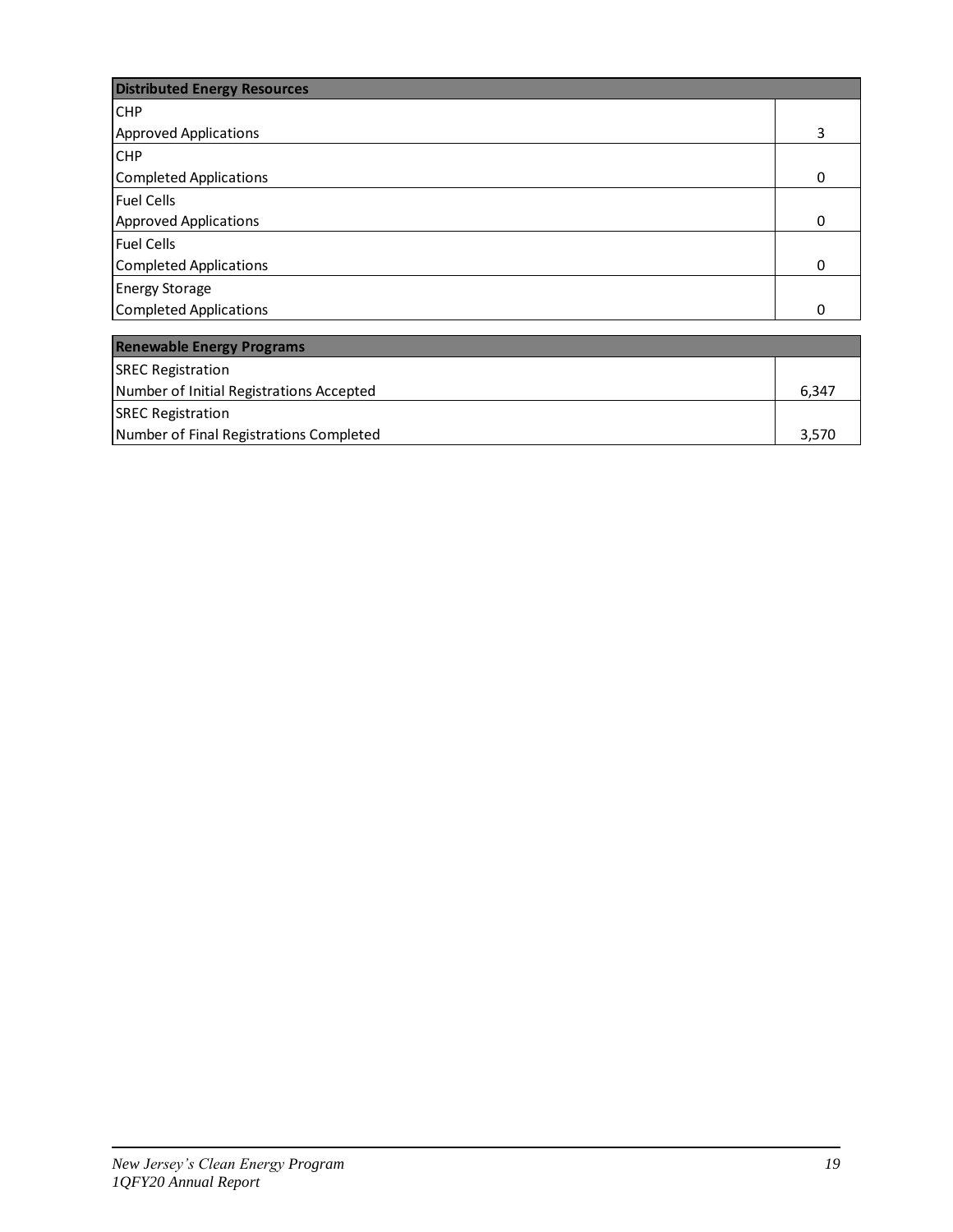| Distributed Energy Resources | |
|---|---|
| CHP<br>Approved Applications | 3 |
| CHP<br>Completed Applications | 0 |
| Fuel Cells<br>Approved Applications | 0 |
| Fuel Cells<br>Completed Applications | 0 |
| Energy Storage<br>Completed Applications | 0 |

| Renewable Energy Programs | |
|---|---|
| SREC Registration<br>Number of Initial Registrations Accepted | 6,347 |
| SREC Registration<br>Number of Final Registrations Completed | 3,570 |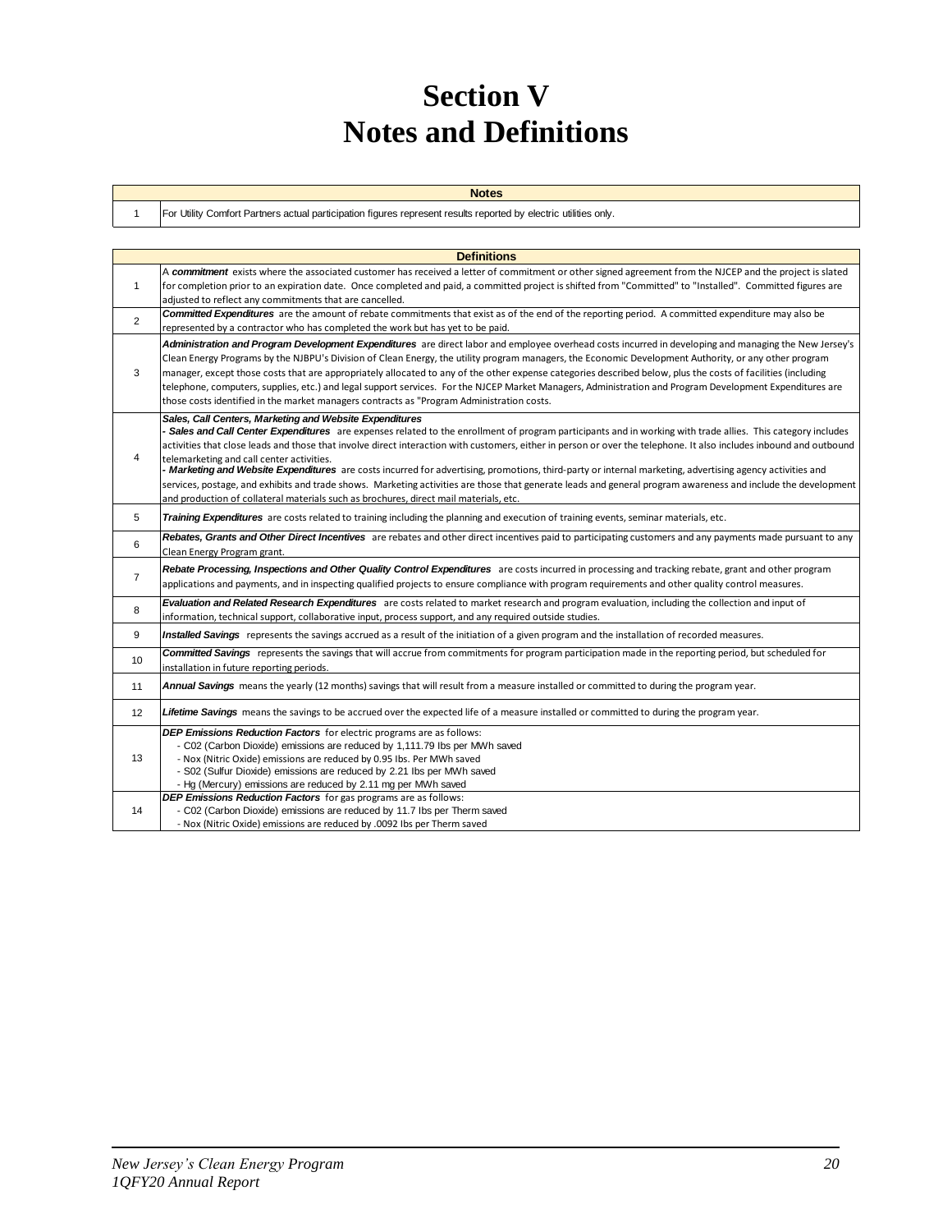# Section V
# Notes and Definitions

| Notes | |
|---|---|
| 1 | For Utility Comfort Partners actual participation figures represent results reported by electric utilities only. |

| Definitions | |
|---|---|
| 1 | A ***commitment*** exists where the associated customer has received a letter of commitment or other signed agreement from the NJCEP and the project is slated for completion prior to an expiration date. Once completed and paid, a committed project is shifted from "Committed" to "Installed". Committed figures are adjusted to reflect any commitments that are cancelled. |
| 2 | ***Committed Expenditures*** are the amount of rebate commitments that exist as of the end of the reporting period. A committed expenditure may also be represented by a contractor who has completed the work but has yet to be paid. |
| 3 | ***Administration and Program Development Expenditures*** are direct labor and employee overhead costs incurred in developing and managing the New Jersey's Clean Energy Programs by the NJBPU's Division of Clean Energy, the utility program managers, the Economic Development Authority, or any other program manager, except those costs that are appropriately allocated to any of the other expense categories described below, plus the costs of facilities (including telephone, computers, supplies, etc.) and legal support services. For the NJCEP Market Managers, Administration and Program Development Expenditures are those costs identified in the market managers contracts as "Program Administration costs. |
| 4 | ***Sales, Call Centers, Marketing and Website Expenditures*** <br> - ***Sales and Call Center Expenditures*** are expenses related to the enrollment of program participants and in working with trade allies. This category includes activities that close leads and those that involve direct interaction with customers, either in person or over the telephone. It also includes inbound and outbound telemarketing and call center activities. <br> - ***Marketing and Website Expenditures*** are costs incurred for advertising, promotions, third-party or internal marketing, advertising agency activities and services, postage, and exhibits and trade shows. Marketing activities are those that generate leads and general program awareness and include the development and production of collateral materials such as brochures, direct mail materials, etc. |
| 5 | ***Training Expenditures*** are costs related to training including the planning and execution of training events, seminar materials, etc. |
| 6 | ***Rebates, Grants and Other Direct Incentives*** are rebates and other direct incentives paid to participating customers and any payments made pursuant to any Clean Energy Program grant. |
| 7 | ***Rebate Processing, Inspections and Other Quality Control Expenditures*** are costs incurred in processing and tracking rebate, grant and other program applications and payments, and in inspecting qualified projects to ensure compliance with program requirements and other quality control measures. |
| 8 | ***Evaluation and Related Research Expenditures*** are costs related to market research and program evaluation, including the collection and input of information, technical support, collaborative input, process support, and any required outside studies. |
| 9 | ***Installed Savings*** represents the savings accrued as a result of the initiation of a given program and the installation of recorded measures. |
| 10 | ***Committed Savings*** represents the savings that will accrue from commitments for program participation made in the reporting period, but scheduled for installation in future reporting periods. |
| 11 | ***Annual Savings*** means the yearly (12 months) savings that will result from a measure installed or committed to during the program year. |
| 12 | ***Lifetime Savings*** means the savings to be accrued over the expected life of a measure installed or committed to during the program year. |
| 13 | ***DEP Emissions Reduction Factors*** for electric programs are as follows: <br> - C02 (Carbon Dioxide) emissions are reduced by 1,111.79 lbs per MWh saved <br> - Nox (Nitric Oxide) emissions are reduced by 0.95 lbs. Per MWh saved <br> - S02 (Sulfur Dioxide) emissions are reduced by 2.21 lbs per MWh saved <br> - Hg (Mercury) emissions are reduced by 2.11 mg per MWh saved |
| 14 | ***DEP Emissions Reduction Factors*** for gas programs are as follows: <br> - C02 (Carbon Dioxide) emissions are reduced by 11.7 lbs per Therm saved <br> - Nox (Nitric Oxide) emissions are reduced by .0092 lbs per Therm saved |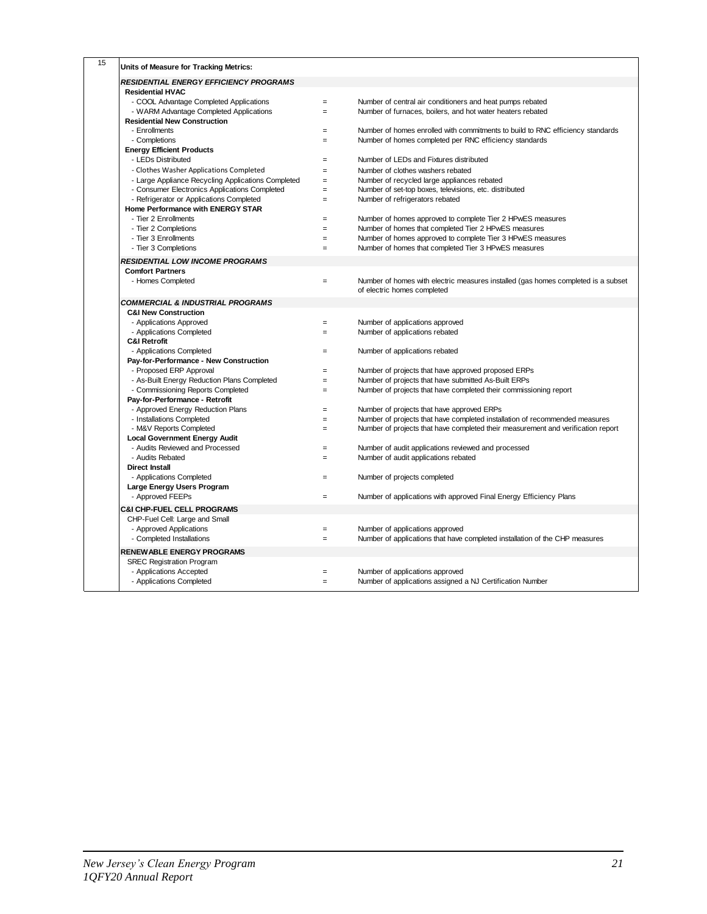15

**Units of Measure for Tracking Metrics:**

| | | |
|---|---|---|
| ***RESIDENTIAL ENERGY EFFICIENCY PROGRAMS*** | | |
| **Residential HVAC** | | |
| - COOL Advantage Completed Applications | = | Number of central air conditioners and heat pumps rebated |
| - WARM Advantage Completed Applications | = | Number of furnaces, boilers, and hot water heaters rebated |
| **Residential New Construction** | | |
| - Enrollments | = | Number of homes enrolled with commitments to build to RNC efficiency standards |
| - Completions | = | Number of homes completed per RNC efficiency standards |
| **Energy Efficient Products** | | |
| - LEDs Distributed | = | Number of LEDs and Fixtures distributed |
| - Clothes Washer Applications Completed | = | Number of clothes washers rebated |
| - Large Appliance Recycling Applications Completed | = | Number of recycled large appliances rebated |
| - Consumer Electronics Applications Completed | = | Number of set-top boxes, televisions, etc. distributed |
| - Refrigerator or Applications Completed | = | Number of refrigerators rebated |
| **Home Performance with ENERGY STAR** | | |
| - Tier 2 Enrollments | = | Number of homes approved to complete Tier 2 HPwES measures |
| - Tier 2 Completions | = | Number of homes that completed Tier 2 HPwES measures |
| - Tier 3 Enrollments | = | Number of homes approved to complete Tier 3 HPwES measures |
| - Tier 3 Completions | = | Number of homes that completed Tier 3 HPwES measures |
| ***RESIDENTIAL LOW INCOME PROGRAMS*** | | |
| **Comfort Partners** | | |
| - Homes Completed | = | Number of homes with electric measures installed (gas homes completed is a subset of electric homes completed |
| ***COMMERCIAL & INDUSTRIAL PROGRAMS*** | | |
| **C&I New Construction** | | |
| - Applications Approved | = | Number of applications approved |
| - Applications Completed | = | Number of applications rebated |
| **C&I Retrofit** | | |
| - Applications Completed | = | Number of applications rebated |
| **Pay-for-Performance - New Construction** | | |
| - Proposed ERP Approval | = | Number of projects that have approved proposed ERPs |
| - As-Built Energy Reduction Plans Completed | = | Number of projects that have submitted As-Built ERPs |
| - Commissioning Reports Completed | = | Number of projects that have completed their commissioning report |
| **Pay-for-Performance - Retrofit** | | |
| - Approved Energy Reduction Plans | = | Number of projects that have approved ERPs |
| - Installations Completed | = | Number of projects that have completed installation of recommended measures |
| - M&V Reports Completed | = | Number of projects that have completed their measurement and verification report |
| **Local Government Energy Audit** | | |
| - Audits Reviewed and Processed | = | Number of audit applications reviewed and processed |
| - Audits Rebated | = | Number of audit applications rebated |
| **Direct Install** | | |
| - Applications Completed | = | Number of projects completed |
| **Large Energy Users Program** | | |
| - Approved FEEPs | = | Number of applications with approved Final Energy Efficiency Plans |
| **C&I CHP-FUEL CELL PROGRAMS** | | |
| CHP-Fuel Cell: Large and Small | | |
| - Approved Applications | = | Number of applications approved |
| - Completed Installations | = | Number of applications that have completed installation of the CHP measures |
| **RENEWABLE ENERGY PROGRAMS** | | |
| SREC Registration Program | | |
| - Applications Accepted | = | Number of applications approved |
| - Applications Completed | = | Number of applications assigned a NJ Certification Number |